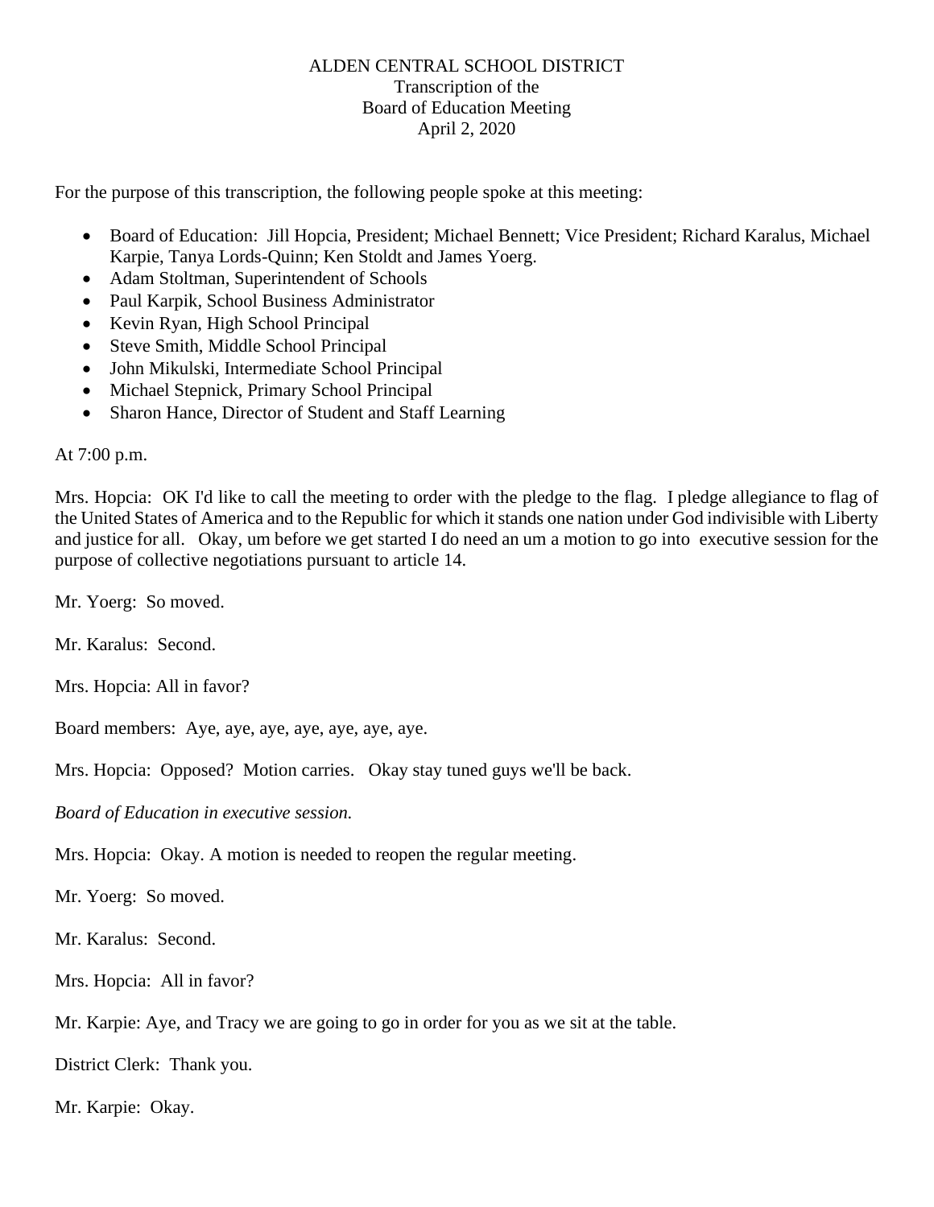# ALDEN CENTRAL SCHOOL DISTRICT
Transcription of the
Board of Education Meeting
April 2, 2020

For the purpose of this transcription, the following people spoke at this meeting:

- Board of Education: Jill Hopcia, President; Michael Bennett; Vice President; Richard Karalus, Michael Karpie, Tanya Lords-Quinn; Ken Stoldt and James Yoerg.
- Adam Stoltman, Superintendent of Schools
- Paul Karpik, School Business Administrator
- Kevin Ryan, High School Principal
- Steve Smith, Middle School Principal
- John Mikulski, Intermediate School Principal
- Michael Stepnick, Primary School Principal
- Sharon Hance, Director of Student and Staff Learning

At 7:00 p.m.

Mrs. Hopcia: OK I'd like to call the meeting to order with the pledge to the flag. I pledge allegiance to flag of the United States of America and to the Republic for which it stands one nation under God indivisible with Liberty and justice for all. Okay, um before we get started I do need an um a motion to go into executive session for the purpose of collective negotiations pursuant to article 14.

Mr. Yoerg: So moved.

Mr. Karalus: Second.

Mrs. Hopcia: All in favor?

Board members: Aye, aye, aye, aye, aye, aye, aye.

Mrs. Hopcia: Opposed? Motion carries. Okay stay tuned guys we'll be back.

*Board of Education in executive session.*

Mrs. Hopcia: Okay. A motion is needed to reopen the regular meeting.

Mr. Yoerg: So moved.

Mr. Karalus: Second.

Mrs. Hopcia: All in favor?

Mr. Karpie: Aye, and Tracy we are going to go in order for you as we sit at the table.

District Clerk: Thank you.

Mr. Karpie: Okay.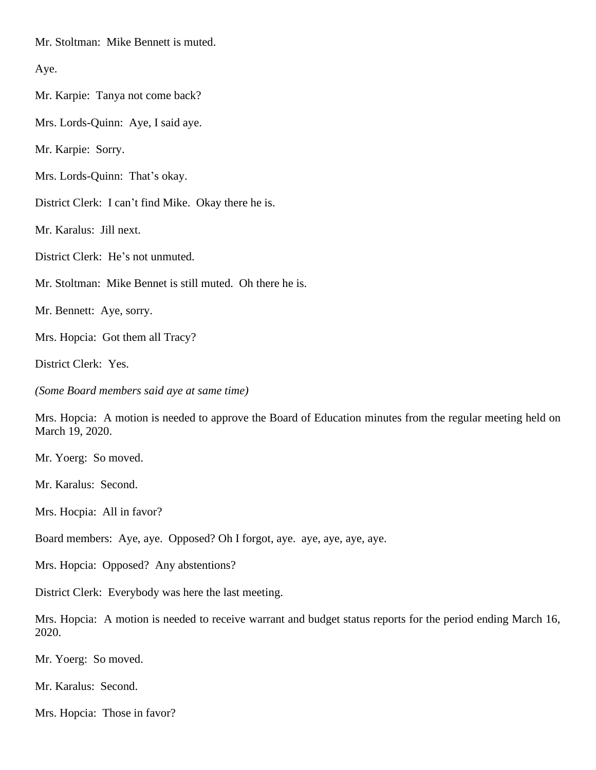Mr. Stoltman: Mike Bennett is muted.

Aye.

Mr. Karpie: Tanya not come back?

Mrs. Lords-Quinn: Aye, I said aye.

Mr. Karpie: Sorry.

Mrs. Lords-Quinn: That's okay.

District Clerk: I can't find Mike. Okay there he is.

Mr. Karalus: Jill next.

District Clerk: He's not unmuted.

Mr. Stoltman: Mike Bennet is still muted. Oh there he is.

Mr. Bennett: Aye, sorry.

Mrs. Hopcia: Got them all Tracy?

District Clerk: Yes.

*(Some Board members said aye at same time)*

Mrs. Hopcia: A motion is needed to approve the Board of Education minutes from the regular meeting held on March 19, 2020.

Mr. Yoerg: So moved.

Mr. Karalus: Second.

Mrs. Hocpia: All in favor?

Board members: Aye, aye. Opposed? Oh I forgot, aye. aye, aye, aye, aye.

Mrs. Hopcia: Opposed? Any abstentions?

District Clerk: Everybody was here the last meeting.

Mrs. Hopcia: A motion is needed to receive warrant and budget status reports for the period ending March 16, 2020.

Mr. Yoerg: So moved.

Mr. Karalus: Second.

Mrs. Hopcia: Those in favor?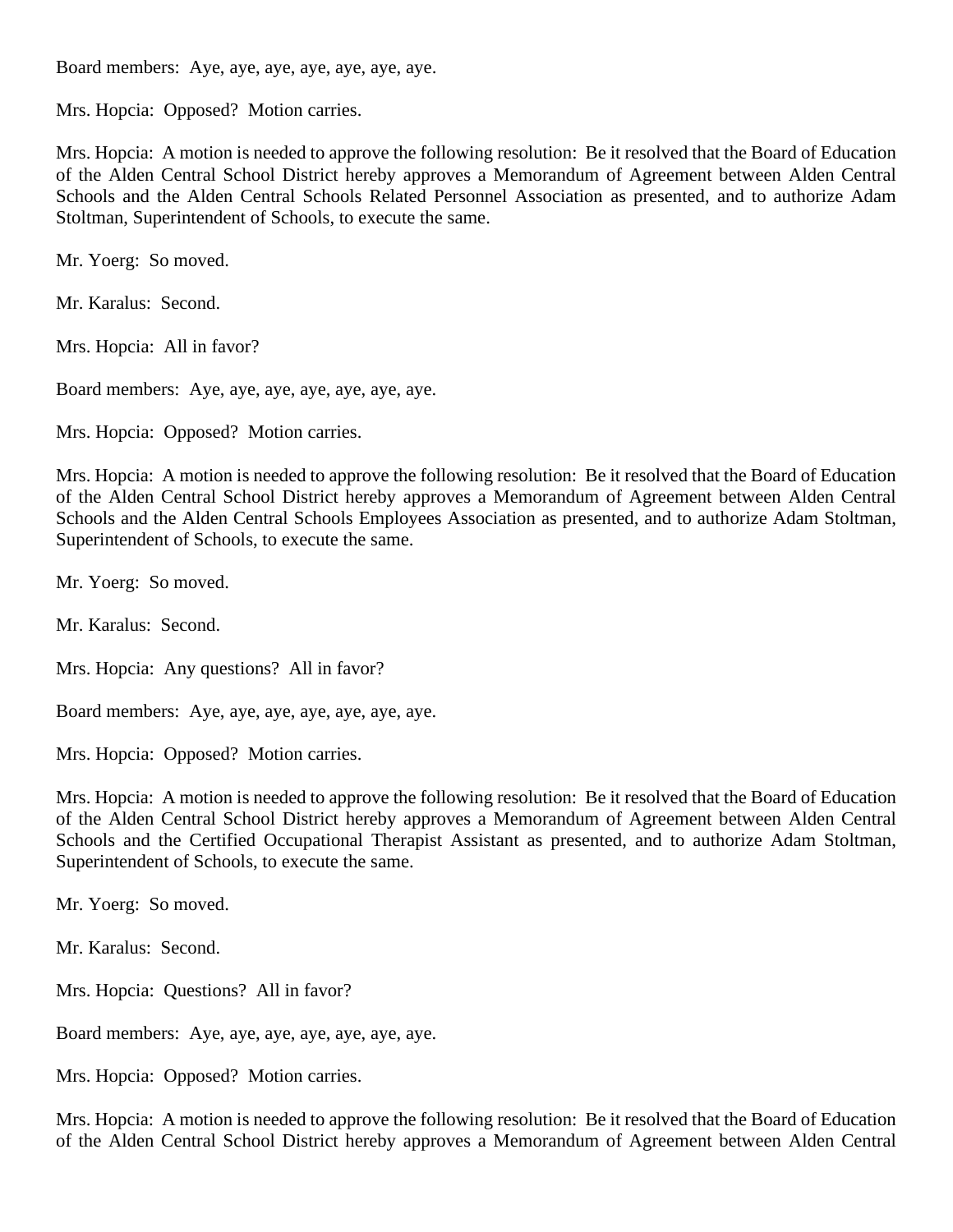Board members:  Aye, aye, aye, aye, aye, aye, aye.

Mrs. Hopcia:  Opposed?  Motion carries.

Mrs. Hopcia:  A motion is needed to approve the following resolution:  Be it resolved that the Board of Education of the Alden Central School District hereby approves a Memorandum of Agreement between Alden Central Schools and the Alden Central Schools Related Personnel Association as presented, and to authorize Adam Stoltman, Superintendent of Schools, to execute the same.

Mr. Yoerg:  So moved.

Mr. Karalus:  Second.

Mrs. Hopcia:  All in favor?

Board members:  Aye, aye, aye, aye, aye, aye, aye.

Mrs. Hopcia:  Opposed?  Motion carries.

Mrs. Hopcia:  A motion is needed to approve the following resolution:  Be it resolved that the Board of Education of the Alden Central School District hereby approves a Memorandum of Agreement between Alden Central Schools and the Alden Central Schools Employees Association as presented, and to authorize Adam Stoltman, Superintendent of Schools, to execute the same.

Mr. Yoerg:  So moved.

Mr. Karalus:  Second.

Mrs. Hopcia:  Any questions?  All in favor?

Board members:  Aye, aye, aye, aye, aye, aye, aye.

Mrs. Hopcia:  Opposed?  Motion carries.

Mrs. Hopcia:  A motion is needed to approve the following resolution:  Be it resolved that the Board of Education of the Alden Central School District hereby approves a Memorandum of Agreement between Alden Central Schools and the Certified Occupational Therapist Assistant as presented, and to authorize Adam Stoltman, Superintendent of Schools, to execute the same.

Mr. Yoerg:  So moved.

Mr. Karalus:  Second.

Mrs. Hopcia:  Questions?  All in favor?

Board members:  Aye, aye, aye, aye, aye, aye, aye.

Mrs. Hopcia:  Opposed?  Motion carries.

Mrs. Hopcia:  A motion is needed to approve the following resolution:  Be it resolved that the Board of Education of the Alden Central School District hereby approves a Memorandum of Agreement between Alden Central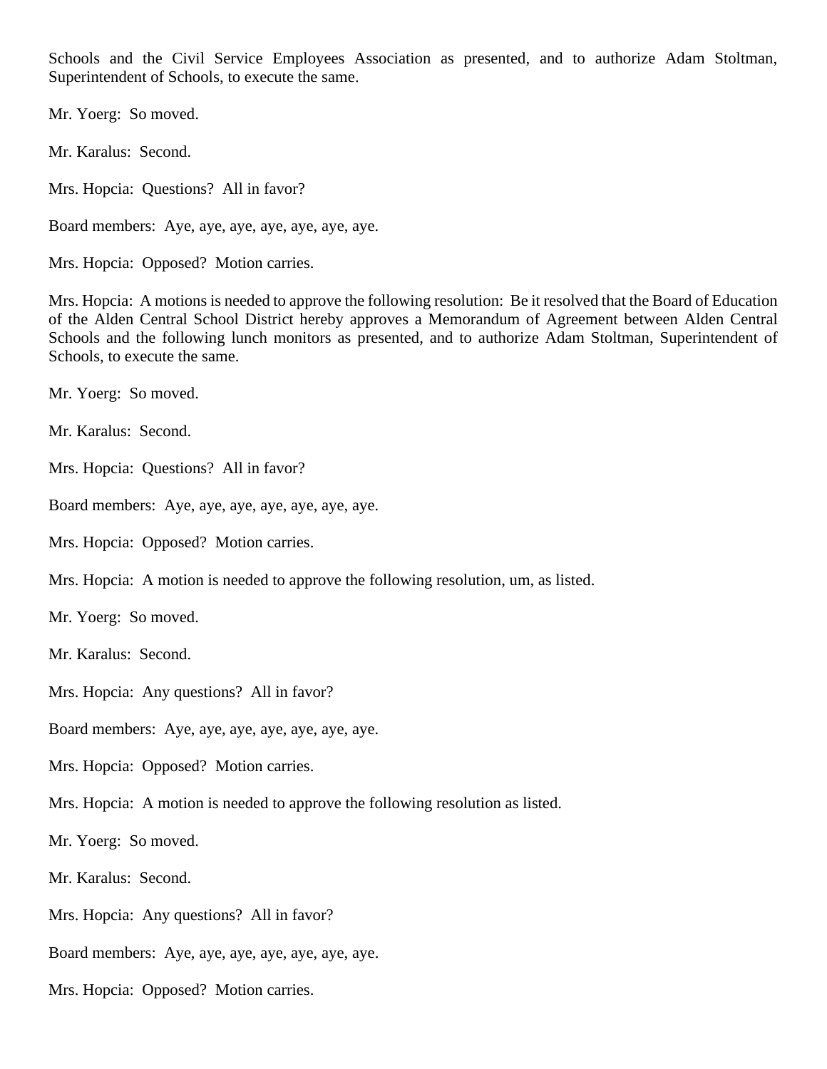Schools and the Civil Service Employees Association as presented, and to authorize Adam Stoltman, Superintendent of Schools, to execute the same.

Mr. Yoerg: So moved.

Mr. Karalus: Second.

Mrs. Hopcia: Questions? All in favor?

Board members: Aye, aye, aye, aye, aye, aye, aye.

Mrs. Hopcia: Opposed? Motion carries.

Mrs. Hopcia: A motions is needed to approve the following resolution: Be it resolved that the Board of Education of the Alden Central School District hereby approves a Memorandum of Agreement between Alden Central Schools and the following lunch monitors as presented, and to authorize Adam Stoltman, Superintendent of Schools, to execute the same.

Mr. Yoerg: So moved.

Mr. Karalus: Second.

Mrs. Hopcia: Questions? All in favor?

Board members: Aye, aye, aye, aye, aye, aye, aye.

Mrs. Hopcia: Opposed? Motion carries.

Mrs. Hopcia: A motion is needed to approve the following resolution, um, as listed.

Mr. Yoerg: So moved.

Mr. Karalus: Second.

Mrs. Hopcia: Any questions? All in favor?

Board members: Aye, aye, aye, aye, aye, aye, aye.

Mrs. Hopcia: Opposed? Motion carries.

Mrs. Hopcia: A motion is needed to approve the following resolution as listed.

Mr. Yoerg: So moved.

Mr. Karalus: Second.

Mrs. Hopcia: Any questions? All in favor?

Board members: Aye, aye, aye, aye, aye, aye, aye.

Mrs. Hopcia: Opposed? Motion carries.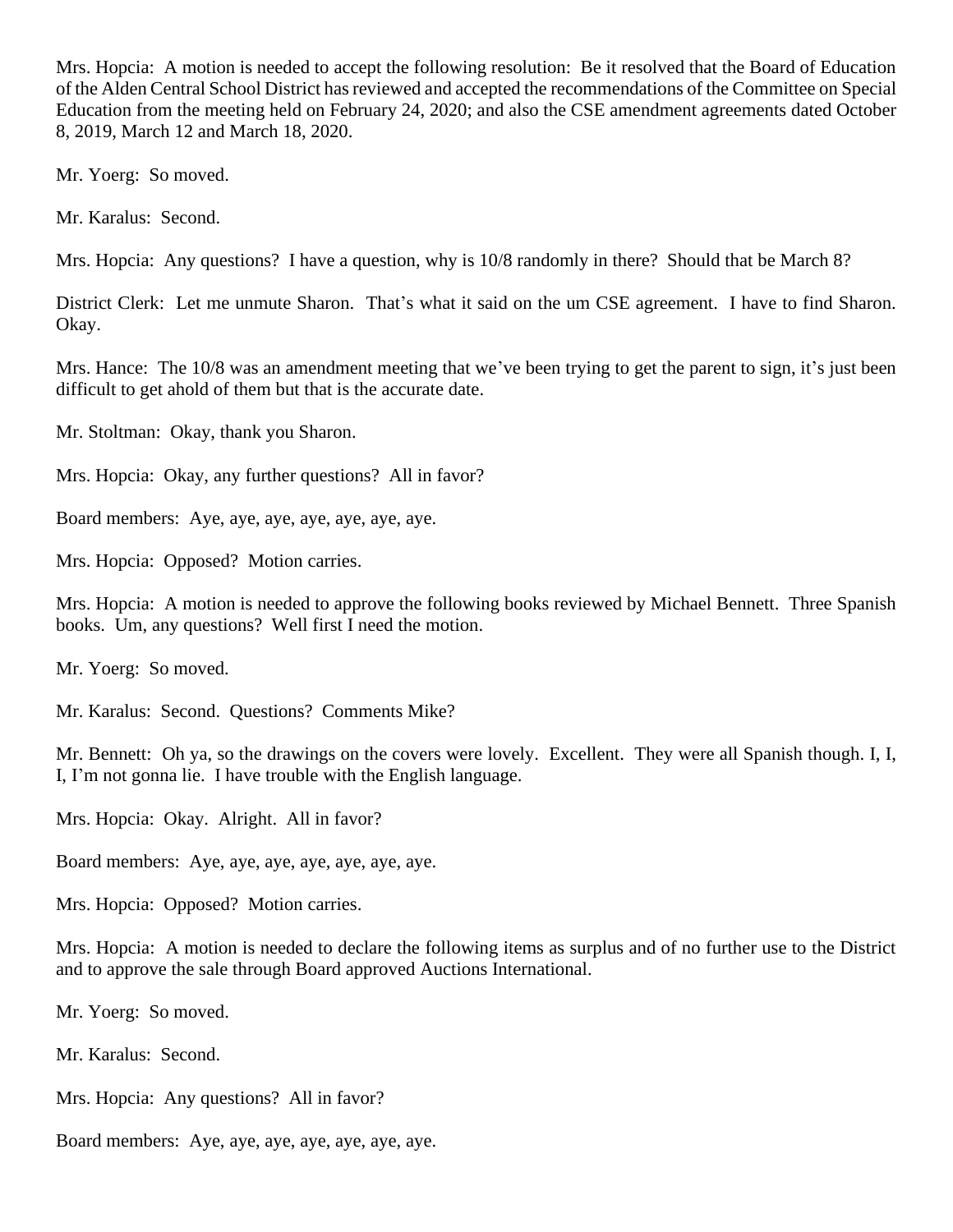Mrs. Hopcia: A motion is needed to accept the following resolution: Be it resolved that the Board of Education of the Alden Central School District has reviewed and accepted the recommendations of the Committee on Special Education from the meeting held on February 24, 2020; and also the CSE amendment agreements dated October 8, 2019, March 12 and March 18, 2020.

Mr. Yoerg: So moved.

Mr. Karalus: Second.

Mrs. Hopcia: Any questions? I have a question, why is 10/8 randomly in there? Should that be March 8?

District Clerk: Let me unmute Sharon. That's what it said on the um CSE agreement. I have to find Sharon. Okay.

Mrs. Hance: The 10/8 was an amendment meeting that we've been trying to get the parent to sign, it's just been difficult to get ahold of them but that is the accurate date.

Mr. Stoltman: Okay, thank you Sharon.

Mrs. Hopcia: Okay, any further questions? All in favor?

Board members: Aye, aye, aye, aye, aye, aye, aye.

Mrs. Hopcia: Opposed? Motion carries.

Mrs. Hopcia: A motion is needed to approve the following books reviewed by Michael Bennett. Three Spanish books. Um, any questions? Well first I need the motion.

Mr. Yoerg: So moved.

Mr. Karalus: Second. Questions? Comments Mike?

Mr. Bennett: Oh ya, so the drawings on the covers were lovely. Excellent. They were all Spanish though. I, I, I, I'm not gonna lie. I have trouble with the English language.

Mrs. Hopcia: Okay. Alright. All in favor?

Board members: Aye, aye, aye, aye, aye, aye, aye.

Mrs. Hopcia: Opposed? Motion carries.

Mrs. Hopcia: A motion is needed to declare the following items as surplus and of no further use to the District and to approve the sale through Board approved Auctions International.

Mr. Yoerg: So moved.

Mr. Karalus: Second.

Mrs. Hopcia: Any questions? All in favor?

Board members: Aye, aye, aye, aye, aye, aye, aye.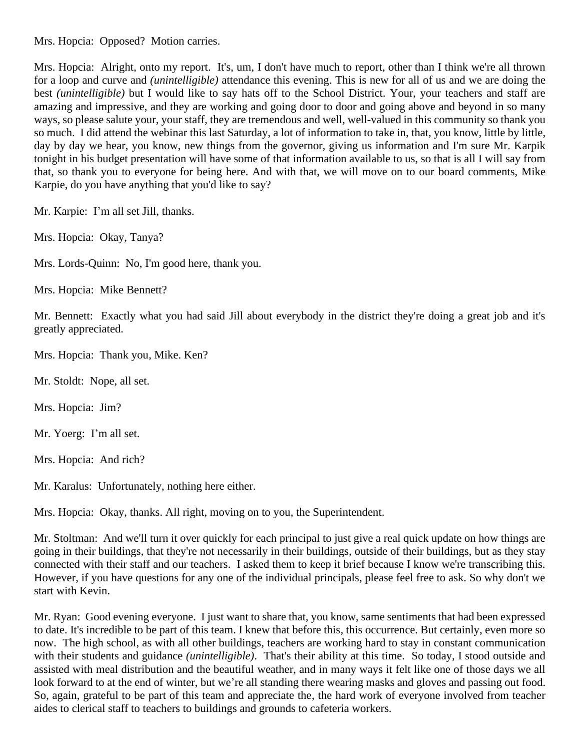Mrs. Hopcia: Opposed? Motion carries.

Mrs. Hopcia: Alright, onto my report. It's, um, I don't have much to report, other than I think we're all thrown for a loop and curve and *(unintelligible)* attendance this evening. This is new for all of us and we are doing the best *(unintelligible)* but I would like to say hats off to the School District. Your, your teachers and staff are amazing and impressive, and they are working and going door to door and going above and beyond in so many ways, so please salute your, your staff, they are tremendous and well, well-valued in this community so thank you so much. I did attend the webinar this last Saturday, a lot of information to take in, that, you know, little by little, day by day we hear, you know, new things from the governor, giving us information and I'm sure Mr. Karpik tonight in his budget presentation will have some of that information available to us, so that is all I will say from that, so thank you to everyone for being here. And with that, we will move on to our board comments, Mike Karpie, do you have anything that you'd like to say?

Mr. Karpie: I'm all set Jill, thanks.

Mrs. Hopcia: Okay, Tanya?

Mrs. Lords-Quinn: No, I'm good here, thank you.

Mrs. Hopcia: Mike Bennett?

Mr. Bennett: Exactly what you had said Jill about everybody in the district they're doing a great job and it's greatly appreciated.

Mrs. Hopcia: Thank you, Mike. Ken?

Mr. Stoldt: Nope, all set.

Mrs. Hopcia: Jim?

Mr. Yoerg: I'm all set.

Mrs. Hopcia: And rich?

Mr. Karalus: Unfortunately, nothing here either.

Mrs. Hopcia: Okay, thanks. All right, moving on to you, the Superintendent.

Mr. Stoltman: And we'll turn it over quickly for each principal to just give a real quick update on how things are going in their buildings, that they're not necessarily in their buildings, outside of their buildings, but as they stay connected with their staff and our teachers. I asked them to keep it brief because I know we're transcribing this. However, if you have questions for any one of the individual principals, please feel free to ask. So why don't we start with Kevin.

Mr. Ryan: Good evening everyone. I just want to share that, you know, same sentiments that had been expressed to date. It's incredible to be part of this team. I knew that before this, this occurrence. But certainly, even more so now. The high school, as with all other buildings, teachers are working hard to stay in constant communication with their students and guidance *(unintelligible)*. That's their ability at this time. So today, I stood outside and assisted with meal distribution and the beautiful weather, and in many ways it felt like one of those days we all look forward to at the end of winter, but we're all standing there wearing masks and gloves and passing out food. So, again, grateful to be part of this team and appreciate the, the hard work of everyone involved from teacher aides to clerical staff to teachers to buildings and grounds to cafeteria workers.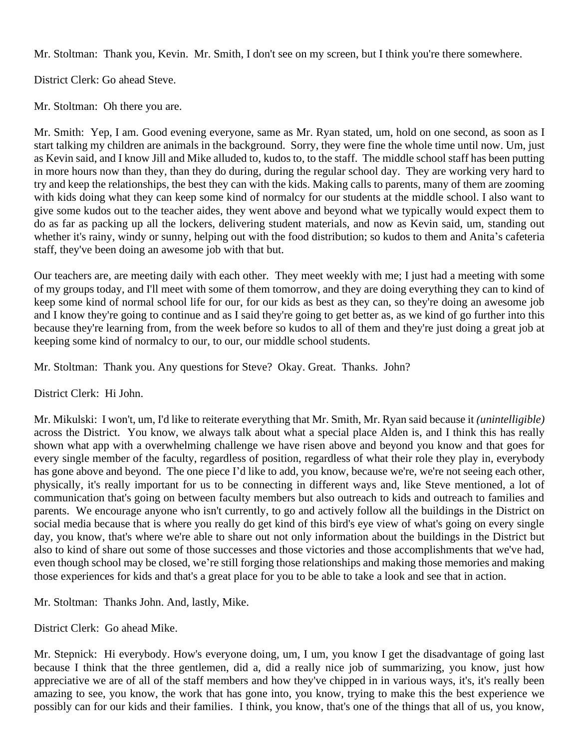Mr. Stoltman: Thank you, Kevin. Mr. Smith, I don't see on my screen, but I think you're there somewhere.

District Clerk: Go ahead Steve.

Mr. Stoltman: Oh there you are.

Mr. Smith: Yep, I am. Good evening everyone, same as Mr. Ryan stated, um, hold on one second, as soon as I start talking my children are animals in the background. Sorry, they were fine the whole time until now. Um, just as Kevin said, and I know Jill and Mike alluded to, kudos to, to the staff. The middle school staff has been putting in more hours now than they, than they do during, during the regular school day. They are working very hard to try and keep the relationships, the best they can with the kids. Making calls to parents, many of them are zooming with kids doing what they can keep some kind of normalcy for our students at the middle school. I also want to give some kudos out to the teacher aides, they went above and beyond what we typically would expect them to do as far as packing up all the lockers, delivering student materials, and now as Kevin said, um, standing out whether it's rainy, windy or sunny, helping out with the food distribution; so kudos to them and Anita's cafeteria staff, they've been doing an awesome job with that but.

Our teachers are, are meeting daily with each other. They meet weekly with me; I just had a meeting with some of my groups today, and I'll meet with some of them tomorrow, and they are doing everything they can to kind of keep some kind of normal school life for our, for our kids as best as they can, so they're doing an awesome job and I know they're going to continue and as I said they're going to get better as, as we kind of go further into this because they're learning from, from the week before so kudos to all of them and they're just doing a great job at keeping some kind of normalcy to our, to our, our middle school students.

Mr. Stoltman: Thank you. Any questions for Steve? Okay. Great. Thanks. John?

District Clerk: Hi John.

Mr. Mikulski: I won't, um, I'd like to reiterate everything that Mr. Smith, Mr. Ryan said because it *(unintelligible)* across the District. You know, we always talk about what a special place Alden is, and I think this has really shown what app with a overwhelming challenge we have risen above and beyond you know and that goes for every single member of the faculty, regardless of position, regardless of what their role they play in, everybody has gone above and beyond. The one piece I'd like to add, you know, because we're, we're not seeing each other, physically, it's really important for us to be connecting in different ways and, like Steve mentioned, a lot of communication that's going on between faculty members but also outreach to kids and outreach to families and parents. We encourage anyone who isn't currently, to go and actively follow all the buildings in the District on social media because that is where you really do get kind of this bird's eye view of what's going on every single day, you know, that's where we're able to share out not only information about the buildings in the District but also to kind of share out some of those successes and those victories and those accomplishments that we've had, even though school may be closed, we're still forging those relationships and making those memories and making those experiences for kids and that's a great place for you to be able to take a look and see that in action.

Mr. Stoltman: Thanks John. And, lastly, Mike.

District Clerk: Go ahead Mike.

Mr. Stepnick: Hi everybody. How's everyone doing, um, I um, you know I get the disadvantage of going last because I think that the three gentlemen, did a, did a really nice job of summarizing, you know, just how appreciative we are of all of the staff members and how they've chipped in in various ways, it's, it's really been amazing to see, you know, the work that has gone into, you know, trying to make this the best experience we possibly can for our kids and their families. I think, you know, that's one of the things that all of us, you know,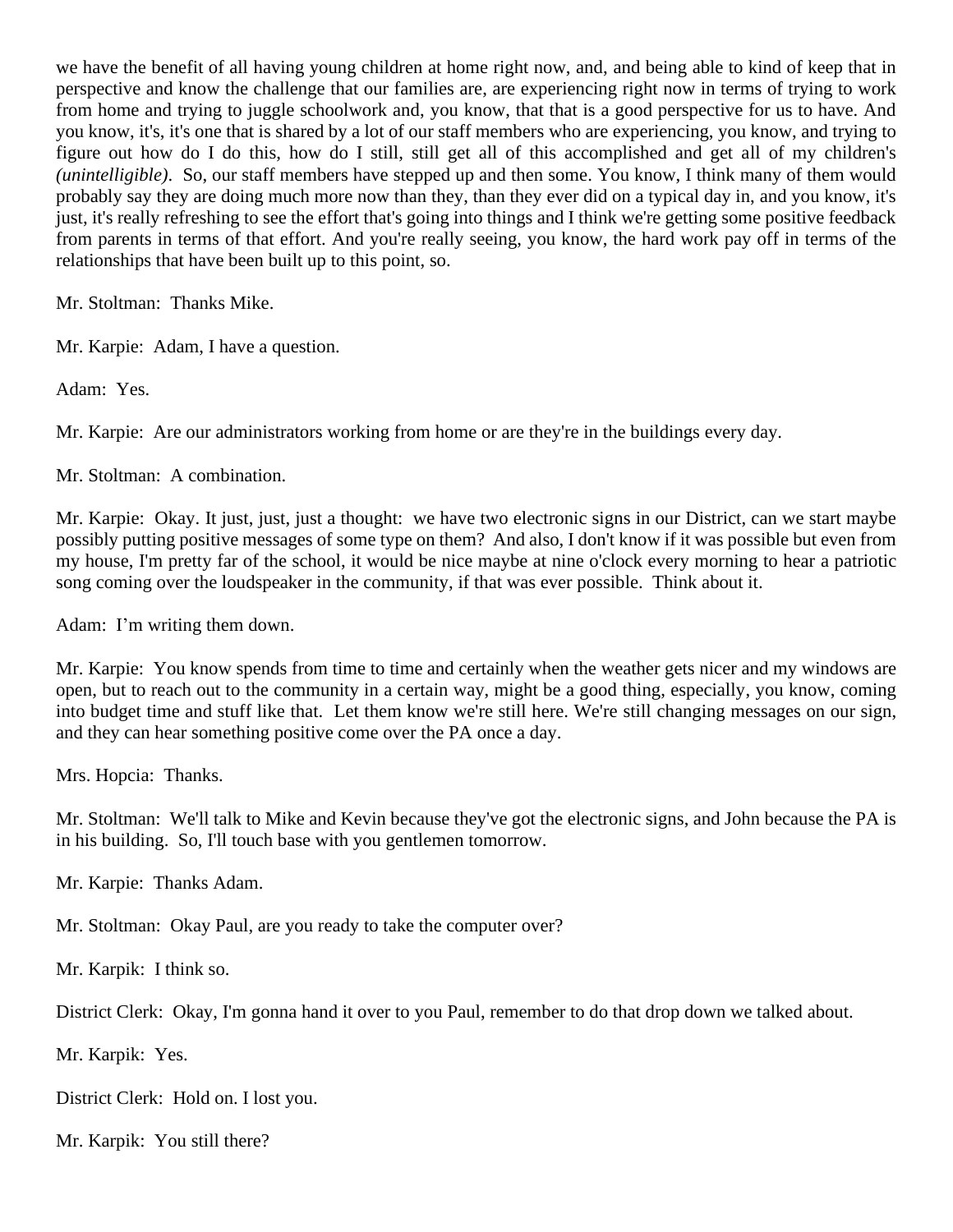we have the benefit of all having young children at home right now, and, and being able to kind of keep that in perspective and know the challenge that our families are, are experiencing right now in terms of trying to work from home and trying to juggle schoolwork and, you know, that that is a good perspective for us to have. And you know, it's, it's one that is shared by a lot of our staff members who are experiencing, you know, and trying to figure out how do I do this, how do I still, still get all of this accomplished and get all of my children's *(unintelligible)*. So, our staff members have stepped up and then some. You know, I think many of them would probably say they are doing much more now than they, than they ever did on a typical day in, and you know, it's just, it's really refreshing to see the effort that's going into things and I think we're getting some positive feedback from parents in terms of that effort. And you're really seeing, you know, the hard work pay off in terms of the relationships that have been built up to this point, so.

Mr. Stoltman: Thanks Mike.

Mr. Karpie: Adam, I have a question.

Adam: Yes.

Mr. Karpie: Are our administrators working from home or are they're in the buildings every day.

Mr. Stoltman: A combination.

Mr. Karpie: Okay. It just, just, just a thought: we have two electronic signs in our District, can we start maybe possibly putting positive messages of some type on them? And also, I don't know if it was possible but even from my house, I'm pretty far of the school, it would be nice maybe at nine o'clock every morning to hear a patriotic song coming over the loudspeaker in the community, if that was ever possible. Think about it.

Adam: I'm writing them down.

Mr. Karpie: You know spends from time to time and certainly when the weather gets nicer and my windows are open, but to reach out to the community in a certain way, might be a good thing, especially, you know, coming into budget time and stuff like that. Let them know we're still here. We're still changing messages on our sign, and they can hear something positive come over the PA once a day.

Mrs. Hopcia: Thanks.

Mr. Stoltman: We'll talk to Mike and Kevin because they've got the electronic signs, and John because the PA is in his building. So, I'll touch base with you gentlemen tomorrow.

Mr. Karpie: Thanks Adam.

Mr. Stoltman: Okay Paul, are you ready to take the computer over?

Mr. Karpik: I think so.

District Clerk: Okay, I'm gonna hand it over to you Paul, remember to do that drop down we talked about.

Mr. Karpik: Yes.

District Clerk: Hold on. I lost you.

Mr. Karpik: You still there?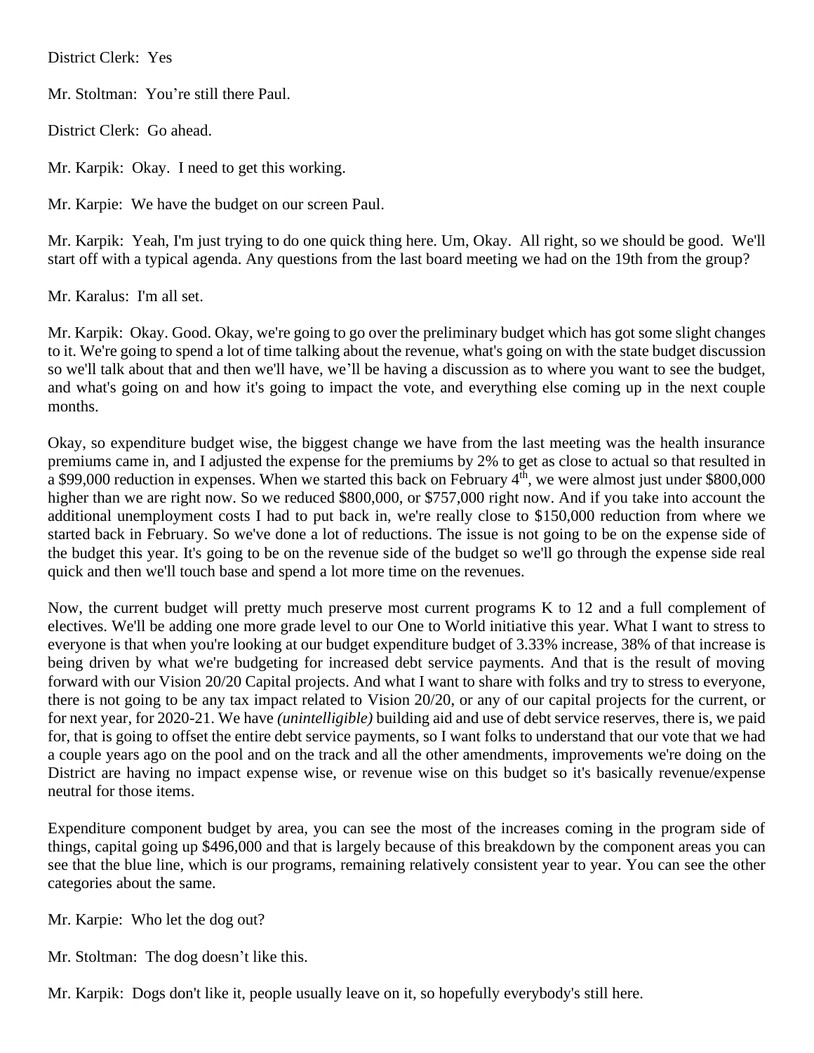District Clerk: Yes

Mr. Stoltman: You're still there Paul.

District Clerk: Go ahead.

Mr. Karpik: Okay. I need to get this working.

Mr. Karpie: We have the budget on our screen Paul.

Mr. Karpik: Yeah, I'm just trying to do one quick thing here. Um, Okay. All right, so we should be good. We'll start off with a typical agenda. Any questions from the last board meeting we had on the 19th from the group?

Mr. Karalus: I'm all set.

Mr. Karpik: Okay. Good. Okay, we're going to go over the preliminary budget which has got some slight changes to it. We're going to spend a lot of time talking about the revenue, what's going on with the state budget discussion so we'll talk about that and then we'll have, we'll be having a discussion as to where you want to see the budget, and what's going on and how it's going to impact the vote, and everything else coming up in the next couple months.

Okay, so expenditure budget wise, the biggest change we have from the last meeting was the health insurance premiums came in, and I adjusted the expense for the premiums by 2% to get as close to actual so that resulted in a $99,000 reduction in expenses. When we started this back on February 4th, we were almost just under $800,000 higher than we are right now. So we reduced $800,000, or $757,000 right now. And if you take into account the additional unemployment costs I had to put back in, we're really close to $150,000 reduction from where we started back in February. So we've done a lot of reductions. The issue is not going to be on the expense side of the budget this year. It's going to be on the revenue side of the budget so we'll go through the expense side real quick and then we'll touch base and spend a lot more time on the revenues.

Now, the current budget will pretty much preserve most current programs K to 12 and a full complement of electives. We'll be adding one more grade level to our One to World initiative this year. What I want to stress to everyone is that when you're looking at our budget expenditure budget of 3.33% increase, 38% of that increase is being driven by what we're budgeting for increased debt service payments. And that is the result of moving forward with our Vision 20/20 Capital projects. And what I want to share with folks and try to stress to everyone, there is not going to be any tax impact related to Vision 20/20, or any of our capital projects for the current, or for next year, for 2020-21. We have *(unintelligible)* building aid and use of debt service reserves, there is, we paid for, that is going to offset the entire debt service payments, so I want folks to understand that our vote that we had a couple years ago on the pool and on the track and all the other amendments, improvements we're doing on the District are having no impact expense wise, or revenue wise on this budget so it's basically revenue/expense neutral for those items.

Expenditure component budget by area, you can see the most of the increases coming in the program side of things, capital going up $496,000 and that is largely because of this breakdown by the component areas you can see that the blue line, which is our programs, remaining relatively consistent year to year. You can see the other categories about the same.

Mr. Karpie: Who let the dog out?

Mr. Stoltman: The dog doesn't like this.

Mr. Karpik: Dogs don't like it, people usually leave on it, so hopefully everybody's still here.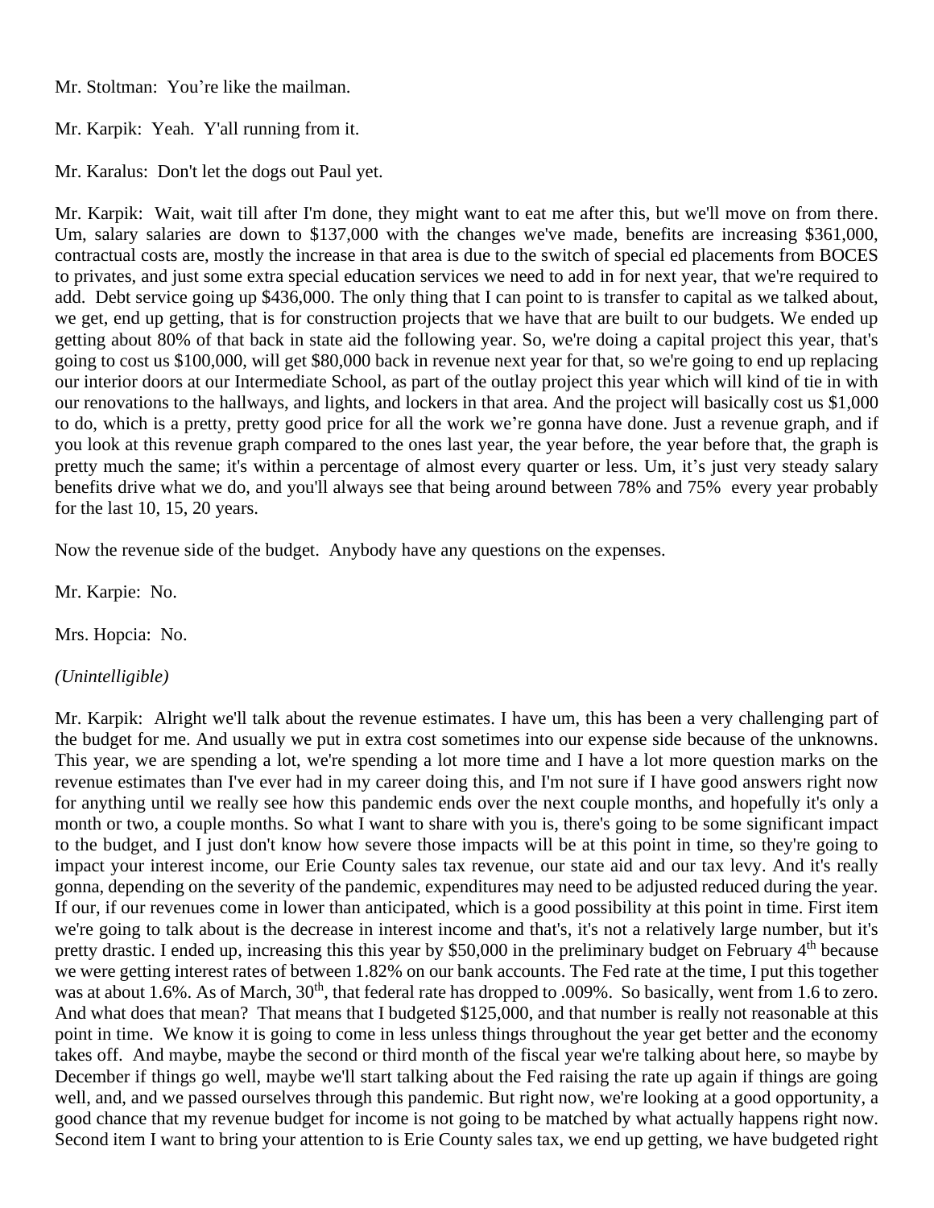Mr. Stoltman: You're like the mailman.

Mr. Karpik: Yeah. Y'all running from it.

Mr. Karalus: Don't let the dogs out Paul yet.

Mr. Karpik: Wait, wait till after I'm done, they might want to eat me after this, but we'll move on from there. Um, salary salaries are down to $137,000 with the changes we've made, benefits are increasing $361,000, contractual costs are, mostly the increase in that area is due to the switch of special ed placements from BOCES to privates, and just some extra special education services we need to add in for next year, that we're required to add. Debt service going up $436,000. The only thing that I can point to is transfer to capital as we talked about, we get, end up getting, that is for construction projects that we have that are built to our budgets. We ended up getting about 80% of that back in state aid the following year. So, we're doing a capital project this year, that's going to cost us $100,000, will get $80,000 back in revenue next year for that, so we're going to end up replacing our interior doors at our Intermediate School, as part of the outlay project this year which will kind of tie in with our renovations to the hallways, and lights, and lockers in that area. And the project will basically cost us $1,000 to do, which is a pretty, pretty good price for all the work we're gonna have done. Just a revenue graph, and if you look at this revenue graph compared to the ones last year, the year before, the year before that, the graph is pretty much the same; it's within a percentage of almost every quarter or less. Um, it's just very steady salary benefits drive what we do, and you'll always see that being around between 78% and 75% every year probably for the last 10, 15, 20 years.

Now the revenue side of the budget. Anybody have any questions on the expenses.

Mr. Karpie: No.

Mrs. Hopcia: No.

*(Unintelligible)*

Mr. Karpik: Alright we'll talk about the revenue estimates. I have um, this has been a very challenging part of the budget for me. And usually we put in extra cost sometimes into our expense side because of the unknowns. This year, we are spending a lot, we're spending a lot more time and I have a lot more question marks on the revenue estimates than I've ever had in my career doing this, and I'm not sure if I have good answers right now for anything until we really see how this pandemic ends over the next couple months, and hopefully it's only a month or two, a couple months. So what I want to share with you is, there's going to be some significant impact to the budget, and I just don't know how severe those impacts will be at this point in time, so they're going to impact your interest income, our Erie County sales tax revenue, our state aid and our tax levy. And it's really gonna, depending on the severity of the pandemic, expenditures may need to be adjusted reduced during the year. If our, if our revenues come in lower than anticipated, which is a good possibility at this point in time. First item we're going to talk about is the decrease in interest income and that's, it's not a relatively large number, but it's pretty drastic. I ended up, increasing this this year by $50,000 in the preliminary budget on February 4th because we were getting interest rates of between 1.82% on our bank accounts. The Fed rate at the time, I put this together was at about 1.6%. As of March, 30th, that federal rate has dropped to .009%. So basically, went from 1.6 to zero. And what does that mean? That means that I budgeted $125,000, and that number is really not reasonable at this point in time. We know it is going to come in less unless things throughout the year get better and the economy takes off. And maybe, maybe the second or third month of the fiscal year we're talking about here, so maybe by December if things go well, maybe we'll start talking about the Fed raising the rate up again if things are going well, and, and we passed ourselves through this pandemic. But right now, we're looking at a good opportunity, a good chance that my revenue budget for income is not going to be matched by what actually happens right now. Second item I want to bring your attention to is Erie County sales tax, we end up getting, we have budgeted right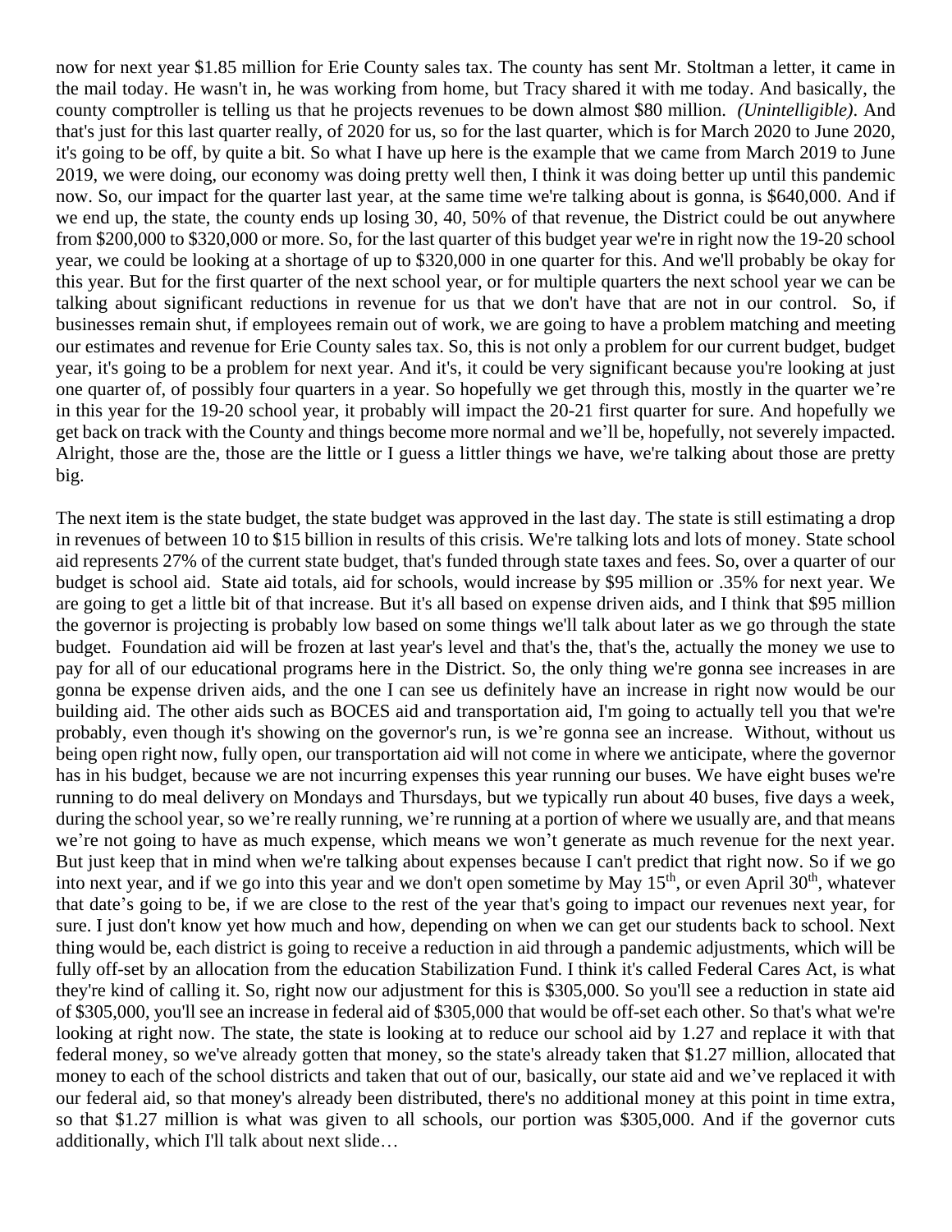now for next year $1.85 million for Erie County sales tax. The county has sent Mr. Stoltman a letter, it came in the mail today. He wasn't in, he was working from home, but Tracy shared it with me today. And basically, the county comptroller is telling us that he projects revenues to be down almost $80 million. *(Unintelligible)*. And that's just for this last quarter really, of 2020 for us, so for the last quarter, which is for March 2020 to June 2020, it's going to be off, by quite a bit. So what I have up here is the example that we came from March 2019 to June 2019, we were doing, our economy was doing pretty well then, I think it was doing better up until this pandemic now. So, our impact for the quarter last year, at the same time we're talking about is gonna, is $640,000. And if we end up, the state, the county ends up losing 30, 40, 50% of that revenue, the District could be out anywhere from $200,000 to $320,000 or more. So, for the last quarter of this budget year we're in right now the 19-20 school year, we could be looking at a shortage of up to $320,000 in one quarter for this. And we'll probably be okay for this year. But for the first quarter of the next school year, or for multiple quarters the next school year we can be talking about significant reductions in revenue for us that we don't have that are not in our control. So, if businesses remain shut, if employees remain out of work, we are going to have a problem matching and meeting our estimates and revenue for Erie County sales tax. So, this is not only a problem for our current budget, budget year, it's going to be a problem for next year. And it's, it could be very significant because you're looking at just one quarter of, of possibly four quarters in a year. So hopefully we get through this, mostly in the quarter we're in this year for the 19-20 school year, it probably will impact the 20-21 first quarter for sure. And hopefully we get back on track with the County and things become more normal and we'll be, hopefully, not severely impacted. Alright, those are the, those are the little or I guess a littler things we have, we're talking about those are pretty big.

The next item is the state budget, the state budget was approved in the last day. The state is still estimating a drop in revenues of between 10 to $15 billion in results of this crisis. We're talking lots and lots of money. State school aid represents 27% of the current state budget, that's funded through state taxes and fees. So, over a quarter of our budget is school aid. State aid totals, aid for schools, would increase by $95 million or .35% for next year. We are going to get a little bit of that increase. But it's all based on expense driven aids, and I think that $95 million the governor is projecting is probably low based on some things we'll talk about later as we go through the state budget. Foundation aid will be frozen at last year's level and that's the, that's the, actually the money we use to pay for all of our educational programs here in the District. So, the only thing we're gonna see increases in are gonna be expense driven aids, and the one I can see us definitely have an increase in right now would be our building aid. The other aids such as BOCES aid and transportation aid, I'm going to actually tell you that we're probably, even though it's showing on the governor's run, is we're gonna see an increase. Without, without us being open right now, fully open, our transportation aid will not come in where we anticipate, where the governor has in his budget, because we are not incurring expenses this year running our buses. We have eight buses we're running to do meal delivery on Mondays and Thursdays, but we typically run about 40 buses, five days a week, during the school year, so we're really running, we're running at a portion of where we usually are, and that means we're not going to have as much expense, which means we won't generate as much revenue for the next year. But just keep that in mind when we're talking about expenses because I can't predict that right now. So if we go into next year, and if we go into this year and we don't open sometime by May 15th, or even April 30th, whatever that date's going to be, if we are close to the rest of the year that's going to impact our revenues next year, for sure. I just don't know yet how much and how, depending on when we can get our students back to school. Next thing would be, each district is going to receive a reduction in aid through a pandemic adjustments, which will be fully off-set by an allocation from the education Stabilization Fund. I think it's called Federal Cares Act, is what they're kind of calling it. So, right now our adjustment for this is $305,000. So you'll see a reduction in state aid of $305,000, you'll see an increase in federal aid of $305,000 that would be off-set each other. So that's what we're looking at right now. The state, the state is looking at to reduce our school aid by 1.27 and replace it with that federal money, so we've already gotten that money, so the state's already taken that $1.27 million, allocated that money to each of the school districts and taken that out of our, basically, our state aid and we've replaced it with our federal aid, so that money's already been distributed, there's no additional money at this point in time extra, so that $1.27 million is what was given to all schools, our portion was $305,000. And if the governor cuts additionally, which I'll talk about next slide…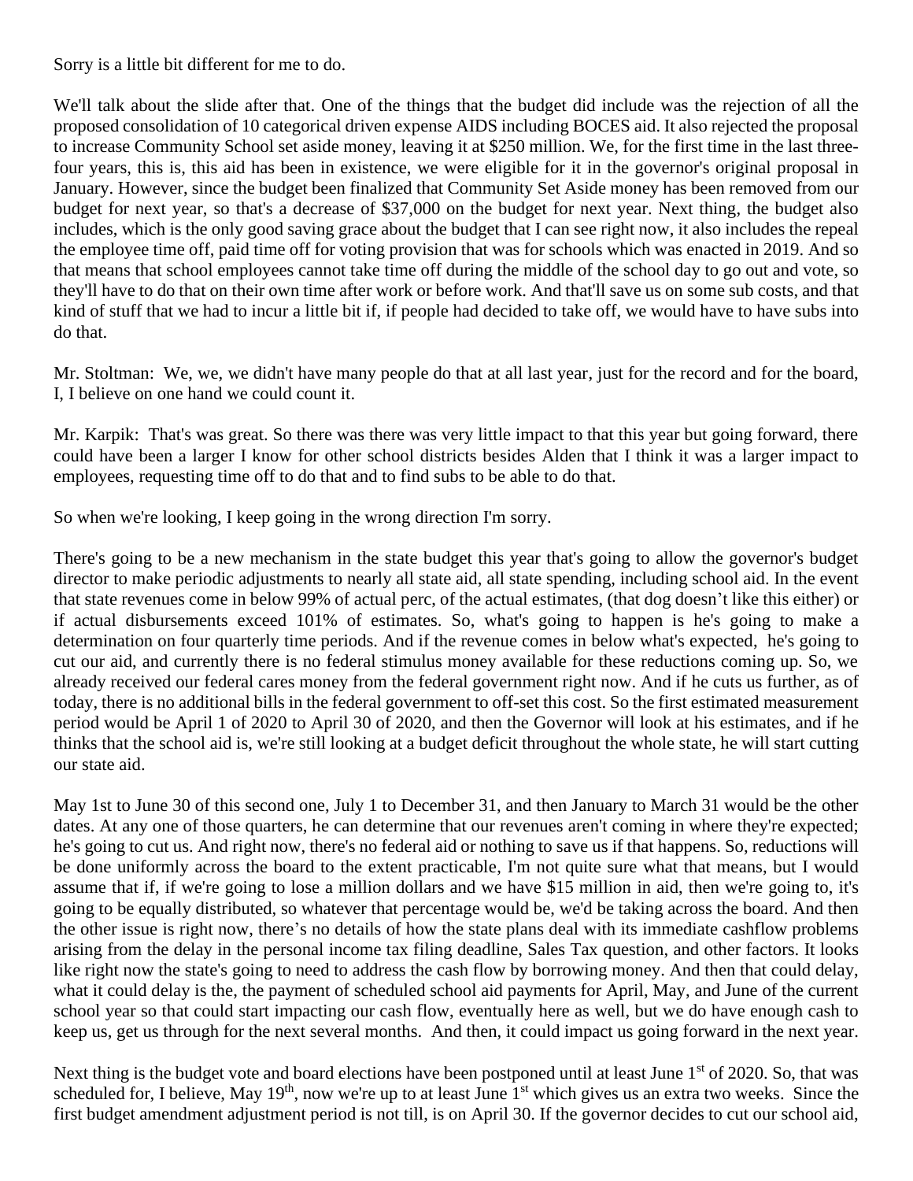Sorry is a little bit different for me to do.

We'll talk about the slide after that. One of the things that the budget did include was the rejection of all the proposed consolidation of 10 categorical driven expense AIDS including BOCES aid. It also rejected the proposal to increase Community School set aside money, leaving it at $250 million. We, for the first time in the last three-four years, this is, this aid has been in existence, we were eligible for it in the governor's original proposal in January. However, since the budget been finalized that Community Set Aside money has been removed from our budget for next year, so that's a decrease of $37,000 on the budget for next year. Next thing, the budget also includes, which is the only good saving grace about the budget that I can see right now, it also includes the repeal the employee time off, paid time off for voting provision that was for schools which was enacted in 2019. And so that means that school employees cannot take time off during the middle of the school day to go out and vote, so they'll have to do that on their own time after work or before work. And that'll save us on some sub costs, and that kind of stuff that we had to incur a little bit if, if people had decided to take off, we would have to have subs into do that.

Mr. Stoltman: We, we, we didn't have many people do that at all last year, just for the record and for the board, I, I believe on one hand we could count it.

Mr. Karpik: That's was great. So there was there was very little impact to that this year but going forward, there could have been a larger I know for other school districts besides Alden that I think it was a larger impact to employees, requesting time off to do that and to find subs to be able to do that.

So when we're looking, I keep going in the wrong direction I'm sorry.

There's going to be a new mechanism in the state budget this year that's going to allow the governor's budget director to make periodic adjustments to nearly all state aid, all state spending, including school aid. In the event that state revenues come in below 99% of actual perc, of the actual estimates, (that dog doesn't like this either) or if actual disbursements exceed 101% of estimates. So, what's going to happen is he's going to make a determination on four quarterly time periods. And if the revenue comes in below what's expected, he's going to cut our aid, and currently there is no federal stimulus money available for these reductions coming up. So, we already received our federal cares money from the federal government right now. And if he cuts us further, as of today, there is no additional bills in the federal government to off-set this cost. So the first estimated measurement period would be April 1 of 2020 to April 30 of 2020, and then the Governor will look at his estimates, and if he thinks that the school aid is, we're still looking at a budget deficit throughout the whole state, he will start cutting our state aid.

May 1st to June 30 of this second one, July 1 to December 31, and then January to March 31 would be the other dates. At any one of those quarters, he can determine that our revenues aren't coming in where they're expected; he's going to cut us. And right now, there's no federal aid or nothing to save us if that happens. So, reductions will be done uniformly across the board to the extent practicable, I'm not quite sure what that means, but I would assume that if, if we're going to lose a million dollars and we have $15 million in aid, then we're going to, it's going to be equally distributed, so whatever that percentage would be, we'd be taking across the board. And then the other issue is right now, there's no details of how the state plans deal with its immediate cashflow problems arising from the delay in the personal income tax filing deadline, Sales Tax question, and other factors. It looks like right now the state's going to need to address the cash flow by borrowing money. And then that could delay, what it could delay is the, the payment of scheduled school aid payments for April, May, and June of the current school year so that could start impacting our cash flow, eventually here as well, but we do have enough cash to keep us, get us through for the next several months. And then, it could impact us going forward in the next year.

Next thing is the budget vote and board elections have been postponed until at least June 1st of 2020. So, that was scheduled for, I believe, May 19th, now we're up to at least June 1st which gives us an extra two weeks. Since the first budget amendment adjustment period is not till, is on April 30. If the governor decides to cut our school aid,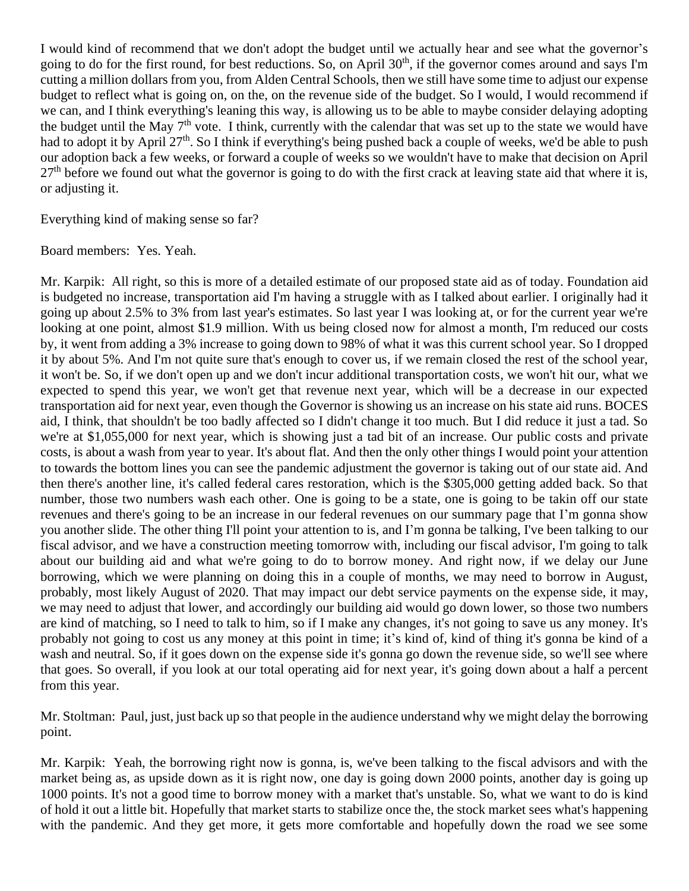I would kind of recommend that we don't adopt the budget until we actually hear and see what the governor's going to do for the first round, for best reductions. So, on April 30th, if the governor comes around and says I'm cutting a million dollars from you, from Alden Central Schools, then we still have some time to adjust our expense budget to reflect what is going on, on the, on the revenue side of the budget. So I would, I would recommend if we can, and I think everything's leaning this way, is allowing us to be able to maybe consider delaying adopting the budget until the May 7th vote. I think, currently with the calendar that was set up to the state we would have had to adopt it by April 27th. So I think if everything's being pushed back a couple of weeks, we'd be able to push our adoption back a few weeks, or forward a couple of weeks so we wouldn't have to make that decision on April 27th before we found out what the governor is going to do with the first crack at leaving state aid that where it is, or adjusting it.

Everything kind of making sense so far?

Board members: Yes. Yeah.

Mr. Karpik: All right, so this is more of a detailed estimate of our proposed state aid as of today. Foundation aid is budgeted no increase, transportation aid I'm having a struggle with as I talked about earlier. I originally had it going up about 2.5% to 3% from last year's estimates. So last year I was looking at, or for the current year we're looking at one point, almost $1.9 million. With us being closed now for almost a month, I'm reduced our costs by, it went from adding a 3% increase to going down to 98% of what it was this current school year. So I dropped it by about 5%. And I'm not quite sure that's enough to cover us, if we remain closed the rest of the school year, it won't be. So, if we don't open up and we don't incur additional transportation costs, we won't hit our, what we expected to spend this year, we won't get that revenue next year, which will be a decrease in our expected transportation aid for next year, even though the Governor is showing us an increase on his state aid runs. BOCES aid, I think, that shouldn't be too badly affected so I didn't change it too much. But I did reduce it just a tad. So we're at $1,055,000 for next year, which is showing just a tad bit of an increase. Our public costs and private costs, is about a wash from year to year. It's about flat. And then the only other things I would point your attention to towards the bottom lines you can see the pandemic adjustment the governor is taking out of our state aid. And then there's another line, it's called federal cares restoration, which is the $305,000 getting added back. So that number, those two numbers wash each other. One is going to be a state, one is going to be takin off our state revenues and there's going to be an increase in our federal revenues on our summary page that I'm gonna show you another slide. The other thing I'll point your attention to is, and I'm gonna be talking, I've been talking to our fiscal advisor, and we have a construction meeting tomorrow with, including our fiscal advisor, I'm going to talk about our building aid and what we're going to do to borrow money. And right now, if we delay our June borrowing, which we were planning on doing this in a couple of months, we may need to borrow in August, probably, most likely August of 2020. That may impact our debt service payments on the expense side, it may, we may need to adjust that lower, and accordingly our building aid would go down lower, so those two numbers are kind of matching, so I need to talk to him, so if I make any changes, it's not going to save us any money. It's probably not going to cost us any money at this point in time; it's kind of, kind of thing it's gonna be kind of a wash and neutral. So, if it goes down on the expense side it's gonna go down the revenue side, so we'll see where that goes. So overall, if you look at our total operating aid for next year, it's going down about a half a percent from this year.

Mr. Stoltman: Paul, just, just back up so that people in the audience understand why we might delay the borrowing point.

Mr. Karpik: Yeah, the borrowing right now is gonna, is, we've been talking to the fiscal advisors and with the market being as, as upside down as it is right now, one day is going down 2000 points, another day is going up 1000 points. It's not a good time to borrow money with a market that's unstable. So, what we want to do is kind of hold it out a little bit. Hopefully that market starts to stabilize once the, the stock market sees what's happening with the pandemic. And they get more, it gets more comfortable and hopefully down the road we see some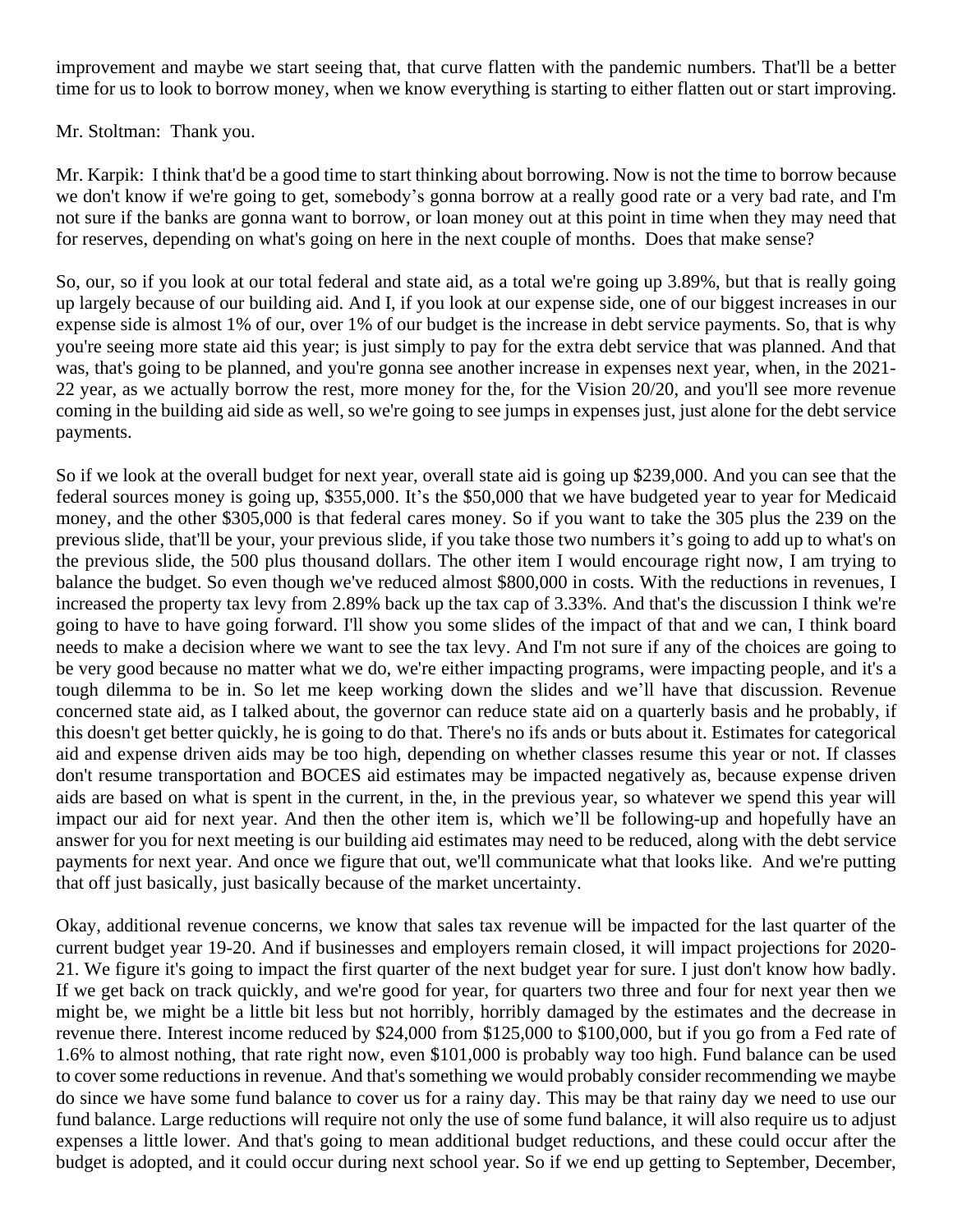improvement and maybe we start seeing that, that curve flatten with the pandemic numbers. That'll be a better time for us to look to borrow money, when we know everything is starting to either flatten out or start improving.

Mr. Stoltman: Thank you.

Mr. Karpik: I think that'd be a good time to start thinking about borrowing. Now is not the time to borrow because we don't know if we're going to get, somebody's gonna borrow at a really good rate or a very bad rate, and I'm not sure if the banks are gonna want to borrow, or loan money out at this point in time when they may need that for reserves, depending on what's going on here in the next couple of months. Does that make sense?

So, our, so if you look at our total federal and state aid, as a total we're going up 3.89%, but that is really going up largely because of our building aid. And I, if you look at our expense side, one of our biggest increases in our expense side is almost 1% of our, over 1% of our budget is the increase in debt service payments. So, that is why you're seeing more state aid this year; is just simply to pay for the extra debt service that was planned. And that was, that's going to be planned, and you're gonna see another increase in expenses next year, when, in the 2021-22 year, as we actually borrow the rest, more money for the, for the Vision 20/20, and you'll see more revenue coming in the building aid side as well, so we're going to see jumps in expenses just, just alone for the debt service payments.

So if we look at the overall budget for next year, overall state aid is going up $239,000. And you can see that the federal sources money is going up, $355,000. It's the $50,000 that we have budgeted year to year for Medicaid money, and the other $305,000 is that federal cares money. So if you want to take the 305 plus the 239 on the previous slide, that'll be your, your previous slide, if you take those two numbers it's going to add up to what's on the previous slide, the 500 plus thousand dollars. The other item I would encourage right now, I am trying to balance the budget. So even though we've reduced almost $800,000 in costs. With the reductions in revenues, I increased the property tax levy from 2.89% back up the tax cap of 3.33%. And that's the discussion I think we're going to have to have going forward. I'll show you some slides of the impact of that and we can, I think board needs to make a decision where we want to see the tax levy. And I'm not sure if any of the choices are going to be very good because no matter what we do, we're either impacting programs, were impacting people, and it's a tough dilemma to be in. So let me keep working down the slides and we'll have that discussion. Revenue concerned state aid, as I talked about, the governor can reduce state aid on a quarterly basis and he probably, if this doesn't get better quickly, he is going to do that. There's no ifs ands or buts about it. Estimates for categorical aid and expense driven aids may be too high, depending on whether classes resume this year or not. If classes don't resume transportation and BOCES aid estimates may be impacted negatively as, because expense driven aids are based on what is spent in the current, in the, in the previous year, so whatever we spend this year will impact our aid for next year. And then the other item is, which we'll be following-up and hopefully have an answer for you for next meeting is our building aid estimates may need to be reduced, along with the debt service payments for next year. And once we figure that out, we'll communicate what that looks like. And we're putting that off just basically, just basically because of the market uncertainty.

Okay, additional revenue concerns, we know that sales tax revenue will be impacted for the last quarter of the current budget year 19-20. And if businesses and employers remain closed, it will impact projections for 2020-21. We figure it's going to impact the first quarter of the next budget year for sure. I just don't know how badly. If we get back on track quickly, and we're good for year, for quarters two three and four for next year then we might be, we might be a little bit less but not horribly, horribly damaged by the estimates and the decrease in revenue there. Interest income reduced by $24,000 from $125,000 to $100,000, but if you go from a Fed rate of 1.6% to almost nothing, that rate right now, even $101,000 is probably way too high. Fund balance can be used to cover some reductions in revenue. And that's something we would probably consider recommending we maybe do since we have some fund balance to cover us for a rainy day. This may be that rainy day we need to use our fund balance. Large reductions will require not only the use of some fund balance, it will also require us to adjust expenses a little lower. And that's going to mean additional budget reductions, and these could occur after the budget is adopted, and it could occur during next school year. So if we end up getting to September, December,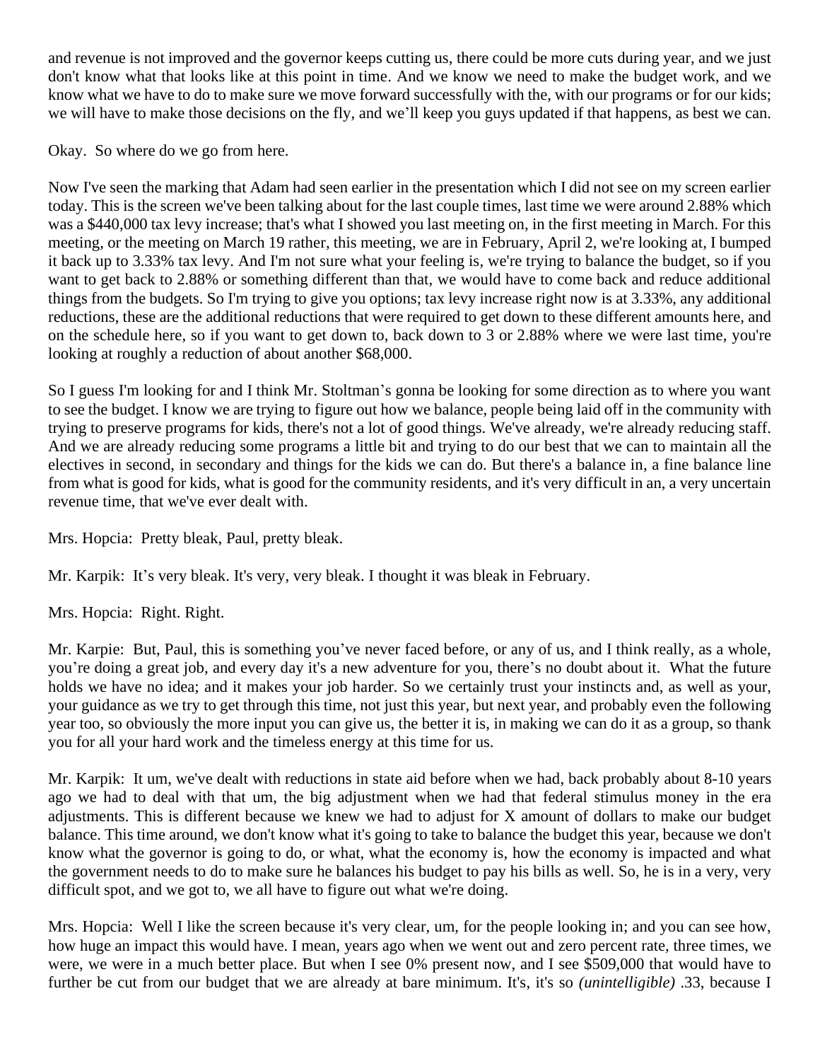and revenue is not improved and the governor keeps cutting us, there could be more cuts during year, and we just don't know what that looks like at this point in time. And we know we need to make the budget work, and we know what we have to do to make sure we move forward successfully with the, with our programs or for our kids; we will have to make those decisions on the fly, and we'll keep you guys updated if that happens, as best we can.

Okay. So where do we go from here.

Now I've seen the marking that Adam had seen earlier in the presentation which I did not see on my screen earlier today. This is the screen we've been talking about for the last couple times, last time we were around 2.88% which was a $440,000 tax levy increase; that's what I showed you last meeting on, in the first meeting in March. For this meeting, or the meeting on March 19 rather, this meeting, we are in February, April 2, we're looking at, I bumped it back up to 3.33% tax levy. And I'm not sure what your feeling is, we're trying to balance the budget, so if you want to get back to 2.88% or something different than that, we would have to come back and reduce additional things from the budgets. So I'm trying to give you options; tax levy increase right now is at 3.33%, any additional reductions, these are the additional reductions that were required to get down to these different amounts here, and on the schedule here, so if you want to get down to, back down to 3 or 2.88% where we were last time, you're looking at roughly a reduction of about another $68,000.

So I guess I'm looking for and I think Mr. Stoltman's gonna be looking for some direction as to where you want to see the budget. I know we are trying to figure out how we balance, people being laid off in the community with trying to preserve programs for kids, there's not a lot of good things. We've already, we're already reducing staff. And we are already reducing some programs a little bit and trying to do our best that we can to maintain all the electives in second, in secondary and things for the kids we can do. But there's a balance in, a fine balance line from what is good for kids, what is good for the community residents, and it's very difficult in an, a very uncertain revenue time, that we've ever dealt with.

Mrs. Hopcia: Pretty bleak, Paul, pretty bleak.

Mr. Karpik: It's very bleak. It's very, very bleak. I thought it was bleak in February.

Mrs. Hopcia: Right. Right.

Mr. Karpie: But, Paul, this is something you've never faced before, or any of us, and I think really, as a whole, you're doing a great job, and every day it's a new adventure for you, there's no doubt about it. What the future holds we have no idea; and it makes your job harder. So we certainly trust your instincts and, as well as your, your guidance as we try to get through this time, not just this year, but next year, and probably even the following year too, so obviously the more input you can give us, the better it is, in making we can do it as a group, so thank you for all your hard work and the timeless energy at this time for us.

Mr. Karpik: It um, we've dealt with reductions in state aid before when we had, back probably about 8-10 years ago we had to deal with that um, the big adjustment when we had that federal stimulus money in the era adjustments. This is different because we knew we had to adjust for X amount of dollars to make our budget balance. This time around, we don't know what it's going to take to balance the budget this year, because we don't know what the governor is going to do, or what, what the economy is, how the economy is impacted and what the government needs to do to make sure he balances his budget to pay his bills as well. So, he is in a very, very difficult spot, and we got to, we all have to figure out what we're doing.

Mrs. Hopcia: Well I like the screen because it's very clear, um, for the people looking in; and you can see how, how huge an impact this would have. I mean, years ago when we went out and zero percent rate, three times, we were, we were in a much better place. But when I see 0% present now, and I see $509,000 that would have to further be cut from our budget that we are already at bare minimum. It's, it's so *(unintelligible)* .33, because I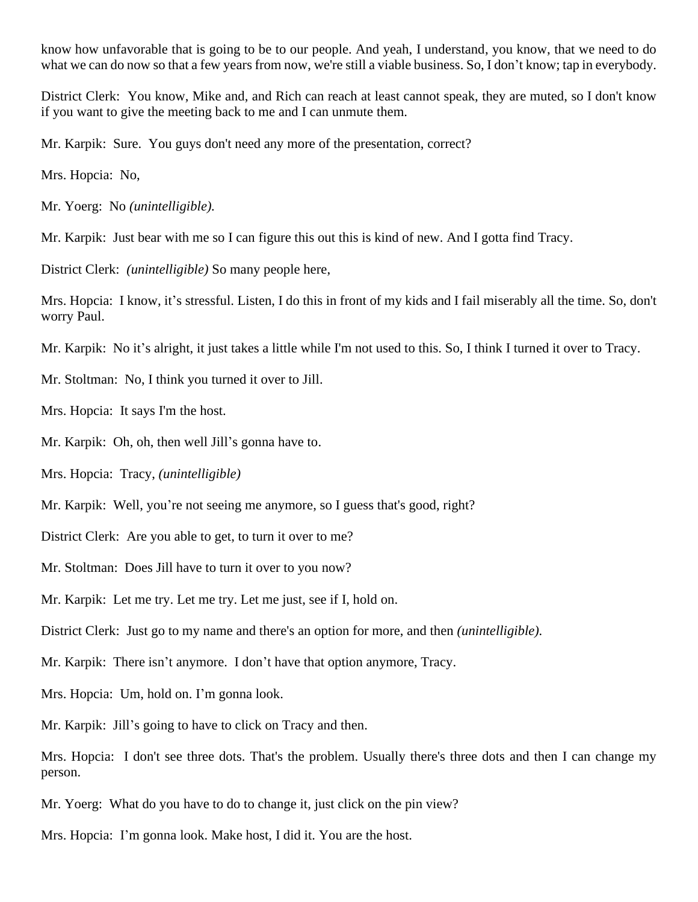know how unfavorable that is going to be to our people. And yeah, I understand, you know, that we need to do what we can do now so that a few years from now, we're still a viable business. So, I don't know; tap in everybody.

District Clerk: You know, Mike and, and Rich can reach at least cannot speak, they are muted, so I don't know if you want to give the meeting back to me and I can unmute them.

Mr. Karpik: Sure. You guys don't need any more of the presentation, correct?

Mrs. Hopcia: No,

Mr. Yoerg: No *(unintelligible).*

Mr. Karpik: Just bear with me so I can figure this out this is kind of new. And I gotta find Tracy.

District Clerk: *(unintelligible)* So many people here,

Mrs. Hopcia: I know, it's stressful. Listen, I do this in front of my kids and I fail miserably all the time. So, don't worry Paul.

Mr. Karpik: No it's alright, it just takes a little while I'm not used to this. So, I think I turned it over to Tracy.

Mr. Stoltman: No, I think you turned it over to Jill.

Mrs. Hopcia: It says I'm the host.

Mr. Karpik: Oh, oh, then well Jill's gonna have to.

Mrs. Hopcia: Tracy, *(unintelligible)*

Mr. Karpik: Well, you're not seeing me anymore, so I guess that's good, right?

District Clerk: Are you able to get, to turn it over to me?

Mr. Stoltman: Does Jill have to turn it over to you now?

Mr. Karpik: Let me try. Let me try. Let me just, see if I, hold on.

District Clerk: Just go to my name and there's an option for more, and then *(unintelligible).*

Mr. Karpik: There isn't anymore. I don't have that option anymore, Tracy.

Mrs. Hopcia: Um, hold on. I'm gonna look.

Mr. Karpik: Jill's going to have to click on Tracy and then.

Mrs. Hopcia: I don't see three dots. That's the problem. Usually there's three dots and then I can change my person.

Mr. Yoerg: What do you have to do to change it, just click on the pin view?

Mrs. Hopcia: I'm gonna look. Make host, I did it. You are the host.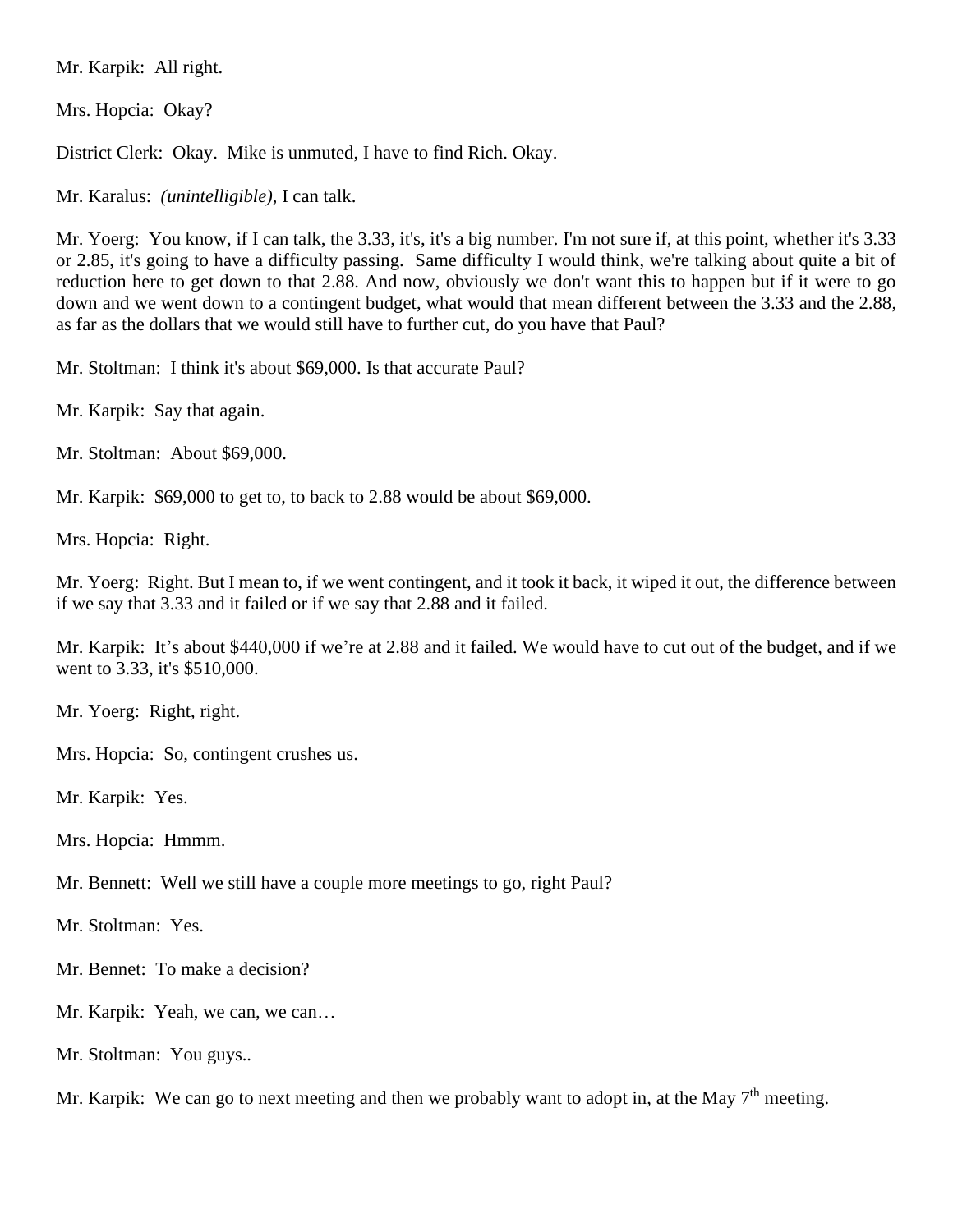Mr. Karpik: All right.

Mrs. Hopcia: Okay?

District Clerk: Okay. Mike is unmuted, I have to find Rich. Okay.

Mr. Karalus: *(unintelligible)*, I can talk.

Mr. Yoerg: You know, if I can talk, the 3.33, it's, it's a big number. I'm not sure if, at this point, whether it's 3.33 or 2.85, it's going to have a difficulty passing. Same difficulty I would think, we're talking about quite a bit of reduction here to get down to that 2.88. And now, obviously we don't want this to happen but if it were to go down and we went down to a contingent budget, what would that mean different between the 3.33 and the 2.88, as far as the dollars that we would still have to further cut, do you have that Paul?

Mr. Stoltman: I think it's about $69,000. Is that accurate Paul?

Mr. Karpik: Say that again.

Mr. Stoltman: About $69,000.

Mr. Karpik: $69,000 to get to, to back to 2.88 would be about $69,000.

Mrs. Hopcia: Right.

Mr. Yoerg: Right. But I mean to, if we went contingent, and it took it back, it wiped it out, the difference between if we say that 3.33 and it failed or if we say that 2.88 and it failed.

Mr. Karpik: It's about $440,000 if we're at 2.88 and it failed. We would have to cut out of the budget, and if we went to 3.33, it's $510,000.

Mr. Yoerg: Right, right.

Mrs. Hopcia: So, contingent crushes us.

Mr. Karpik: Yes.

Mrs. Hopcia: Hmmm.

Mr. Bennett: Well we still have a couple more meetings to go, right Paul?

Mr. Stoltman: Yes.

Mr. Bennet: To make a decision?

Mr. Karpik: Yeah, we can, we can…

Mr. Stoltman: You guys..

Mr. Karpik: We can go to next meeting and then we probably want to adopt in, at the May 7th meeting.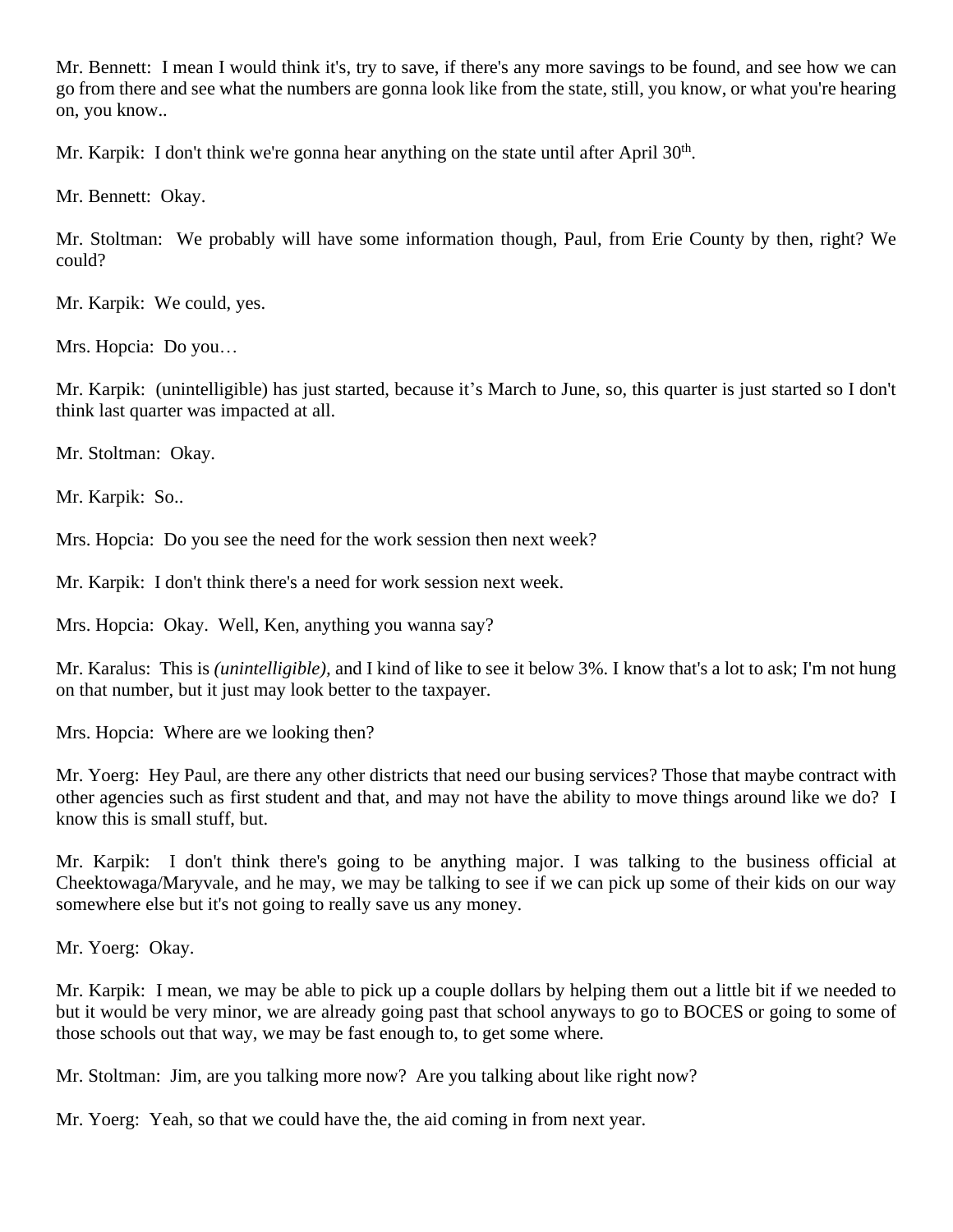Mr. Bennett: I mean I would think it's, try to save, if there's any more savings to be found, and see how we can go from there and see what the numbers are gonna look like from the state, still, you know, or what you're hearing on, you know..

Mr. Karpik: I don't think we're gonna hear anything on the state until after April 30th.

Mr. Bennett: Okay.

Mr. Stoltman: We probably will have some information though, Paul, from Erie County by then, right? We could?

Mr. Karpik: We could, yes.

Mrs. Hopcia: Do you…

Mr. Karpik: (unintelligible) has just started, because it's March to June, so, this quarter is just started so I don't think last quarter was impacted at all.

Mr. Stoltman: Okay.

Mr. Karpik: So..

Mrs. Hopcia: Do you see the need for the work session then next week?

Mr. Karpik: I don't think there's a need for work session next week.

Mrs. Hopcia: Okay. Well, Ken, anything you wanna say?

Mr. Karalus: This is *(unintelligible)*, and I kind of like to see it below 3%. I know that's a lot to ask; I'm not hung on that number, but it just may look better to the taxpayer.

Mrs. Hopcia: Where are we looking then?

Mr. Yoerg: Hey Paul, are there any other districts that need our busing services? Those that maybe contract with other agencies such as first student and that, and may not have the ability to move things around like we do? I know this is small stuff, but.

Mr. Karpik: I don't think there's going to be anything major. I was talking to the business official at Cheektowaga/Maryvale, and he may, we may be talking to see if we can pick up some of their kids on our way somewhere else but it's not going to really save us any money.

Mr. Yoerg: Okay.

Mr. Karpik: I mean, we may be able to pick up a couple dollars by helping them out a little bit if we needed to but it would be very minor, we are already going past that school anyways to go to BOCES or going to some of those schools out that way, we may be fast enough to, to get some where.

Mr. Stoltman: Jim, are you talking more now? Are you talking about like right now?

Mr. Yoerg: Yeah, so that we could have the, the aid coming in from next year.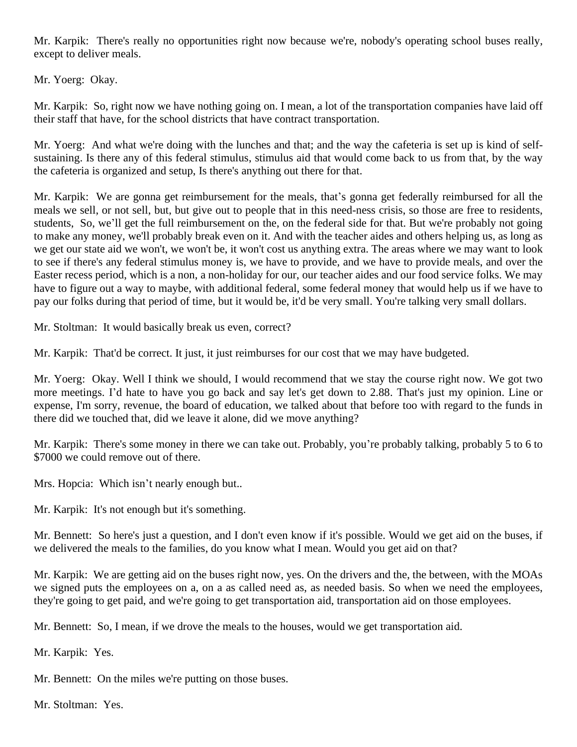Mr. Karpik: There's really no opportunities right now because we're, nobody's operating school buses really, except to deliver meals.

Mr. Yoerg: Okay.

Mr. Karpik: So, right now we have nothing going on. I mean, a lot of the transportation companies have laid off their staff that have, for the school districts that have contract transportation.

Mr. Yoerg: And what we're doing with the lunches and that; and the way the cafeteria is set up is kind of self-sustaining. Is there any of this federal stimulus, stimulus aid that would come back to us from that, by the way the cafeteria is organized and setup, Is there's anything out there for that.

Mr. Karpik: We are gonna get reimbursement for the meals, that's gonna get federally reimbursed for all the meals we sell, or not sell, but, but give out to people that in this need-ness crisis, so those are free to residents, students, So, we'll get the full reimbursement on the, on the federal side for that. But we're probably not going to make any money, we'll probably break even on it. And with the teacher aides and others helping us, as long as we get our state aid we won't, we won't be, it won't cost us anything extra. The areas where we may want to look to see if there's any federal stimulus money is, we have to provide, and we have to provide meals, and over the Easter recess period, which is a non, a non-holiday for our, our teacher aides and our food service folks. We may have to figure out a way to maybe, with additional federal, some federal money that would help us if we have to pay our folks during that period of time, but it would be, it'd be very small. You're talking very small dollars.

Mr. Stoltman: It would basically break us even, correct?

Mr. Karpik: That'd be correct. It just, it just reimburses for our cost that we may have budgeted.

Mr. Yoerg: Okay. Well I think we should, I would recommend that we stay the course right now. We got two more meetings. I'd hate to have you go back and say let's get down to 2.88. That's just my opinion. Line or expense, I'm sorry, revenue, the board of education, we talked about that before too with regard to the funds in there did we touched that, did we leave it alone, did we move anything?

Mr. Karpik: There's some money in there we can take out. Probably, you're probably talking, probably 5 to 6 to $7000 we could remove out of there.

Mrs. Hopcia: Which isn't nearly enough but..

Mr. Karpik: It's not enough but it's something.

Mr. Bennett: So here's just a question, and I don't even know if it's possible. Would we get aid on the buses, if we delivered the meals to the families, do you know what I mean. Would you get aid on that?

Mr. Karpik: We are getting aid on the buses right now, yes. On the drivers and the, the between, with the MOAs we signed puts the employees on a, on a as called need as, as needed basis. So when we need the employees, they're going to get paid, and we're going to get transportation aid, transportation aid on those employees.

Mr. Bennett: So, I mean, if we drove the meals to the houses, would we get transportation aid.

Mr. Karpik: Yes.

Mr. Bennett: On the miles we're putting on those buses.

Mr. Stoltman: Yes.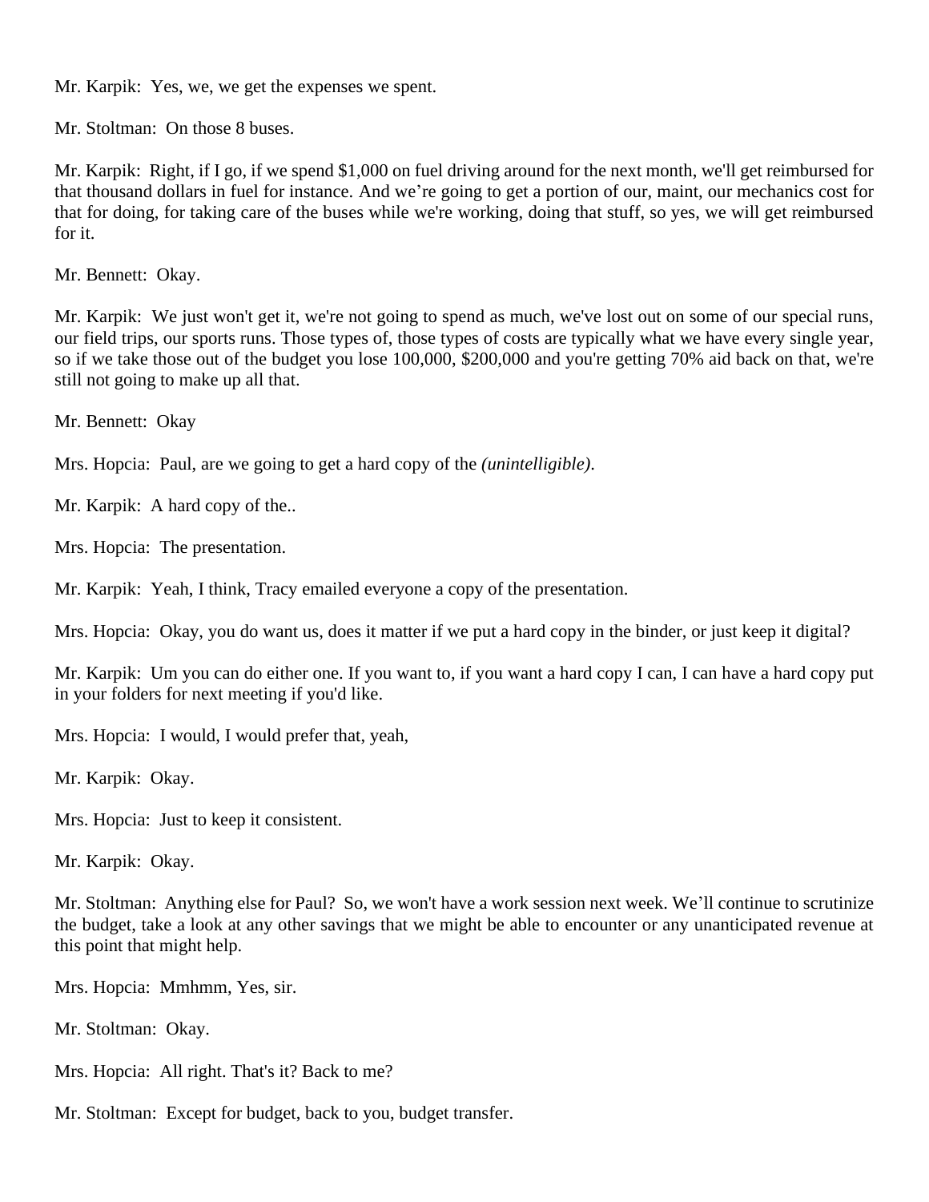Mr. Karpik: Yes, we, we get the expenses we spent.

Mr. Stoltman: On those 8 buses.

Mr. Karpik: Right, if I go, if we spend $1,000 on fuel driving around for the next month, we'll get reimbursed for that thousand dollars in fuel for instance. And we're going to get a portion of our, maint, our mechanics cost for that for doing, for taking care of the buses while we're working, doing that stuff, so yes, we will get reimbursed for it.

Mr. Bennett: Okay.

Mr. Karpik: We just won't get it, we're not going to spend as much, we've lost out on some of our special runs, our field trips, our sports runs. Those types of, those types of costs are typically what we have every single year, so if we take those out of the budget you lose 100,000, $200,000 and you're getting 70% aid back on that, we're still not going to make up all that.

Mr. Bennett: Okay

Mrs. Hopcia: Paul, are we going to get a hard copy of the *(unintelligible)*.

Mr. Karpik: A hard copy of the..

Mrs. Hopcia: The presentation.

Mr. Karpik: Yeah, I think, Tracy emailed everyone a copy of the presentation.

Mrs. Hopcia: Okay, you do want us, does it matter if we put a hard copy in the binder, or just keep it digital?

Mr. Karpik: Um you can do either one. If you want to, if you want a hard copy I can, I can have a hard copy put in your folders for next meeting if you'd like.

Mrs. Hopcia: I would, I would prefer that, yeah,

Mr. Karpik: Okay.

Mrs. Hopcia: Just to keep it consistent.

Mr. Karpik: Okay.

Mr. Stoltman: Anything else for Paul? So, we won't have a work session next week. We'll continue to scrutinize the budget, take a look at any other savings that we might be able to encounter or any unanticipated revenue at this point that might help.

Mrs. Hopcia: Mmhmm, Yes, sir.

Mr. Stoltman: Okay.

Mrs. Hopcia: All right. That's it? Back to me?

Mr. Stoltman: Except for budget, back to you, budget transfer.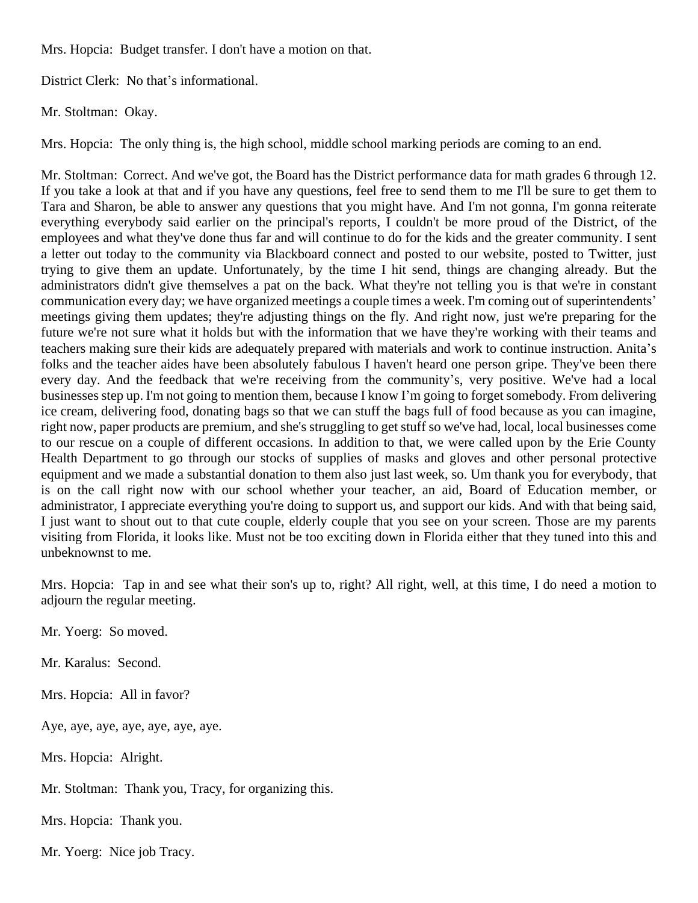Mrs. Hopcia: Budget transfer. I don't have a motion on that.

District Clerk: No that's informational.

Mr. Stoltman: Okay.

Mrs. Hopcia: The only thing is, the high school, middle school marking periods are coming to an end.

Mr. Stoltman: Correct. And we've got, the Board has the District performance data for math grades 6 through 12. If you take a look at that and if you have any questions, feel free to send them to me I'll be sure to get them to Tara and Sharon, be able to answer any questions that you might have. And I'm not gonna, I'm gonna reiterate everything everybody said earlier on the principal's reports, I couldn't be more proud of the District, of the employees and what they've done thus far and will continue to do for the kids and the greater community. I sent a letter out today to the community via Blackboard connect and posted to our website, posted to Twitter, just trying to give them an update. Unfortunately, by the time I hit send, things are changing already. But the administrators didn't give themselves a pat on the back. What they're not telling you is that we're in constant communication every day; we have organized meetings a couple times a week. I'm coming out of superintendents' meetings giving them updates; they're adjusting things on the fly. And right now, just we're preparing for the future we're not sure what it holds but with the information that we have they're working with their teams and teachers making sure their kids are adequately prepared with materials and work to continue instruction. Anita's folks and the teacher aides have been absolutely fabulous I haven't heard one person gripe. They've been there every day. And the feedback that we're receiving from the community's, very positive. We've had a local businesses step up. I'm not going to mention them, because I know I'm going to forget somebody. From delivering ice cream, delivering food, donating bags so that we can stuff the bags full of food because as you can imagine, right now, paper products are premium, and she's struggling to get stuff so we've had, local, local businesses come to our rescue on a couple of different occasions. In addition to that, we were called upon by the Erie County Health Department to go through our stocks of supplies of masks and gloves and other personal protective equipment and we made a substantial donation to them also just last week, so. Um thank you for everybody, that is on the call right now with our school whether your teacher, an aid, Board of Education member, or administrator, I appreciate everything you're doing to support us, and support our kids. And with that being said, I just want to shout out to that cute couple, elderly couple that you see on your screen. Those are my parents visiting from Florida, it looks like. Must not be too exciting down in Florida either that they tuned into this and unbeknownst to me.

Mrs. Hopcia: Tap in and see what their son's up to, right? All right, well, at this time, I do need a motion to adjourn the regular meeting.

Mr. Yoerg: So moved.

Mr. Karalus: Second.

Mrs. Hopcia: All in favor?

Aye, aye, aye, aye, aye, aye, aye.

Mrs. Hopcia: Alright.

Mr. Stoltman: Thank you, Tracy, for organizing this.

Mrs. Hopcia: Thank you.

Mr. Yoerg: Nice job Tracy.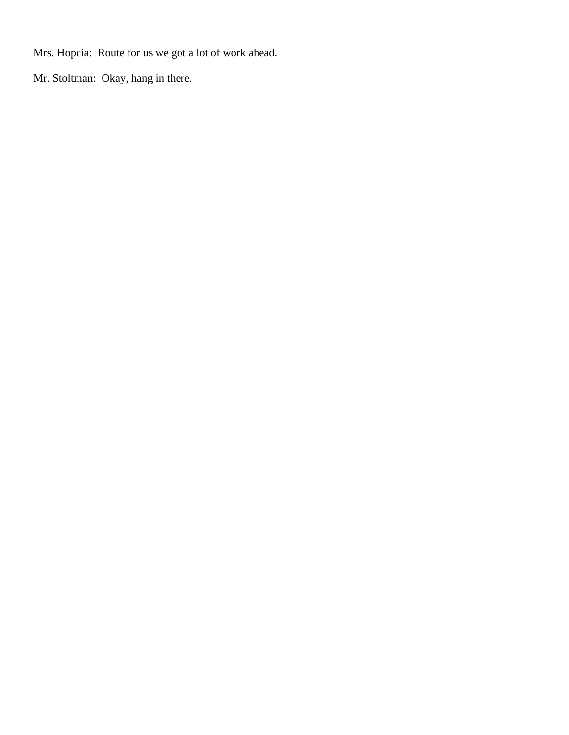Mrs. Hopcia: Route for us we got a lot of work ahead.

Mr. Stoltman: Okay, hang in there.